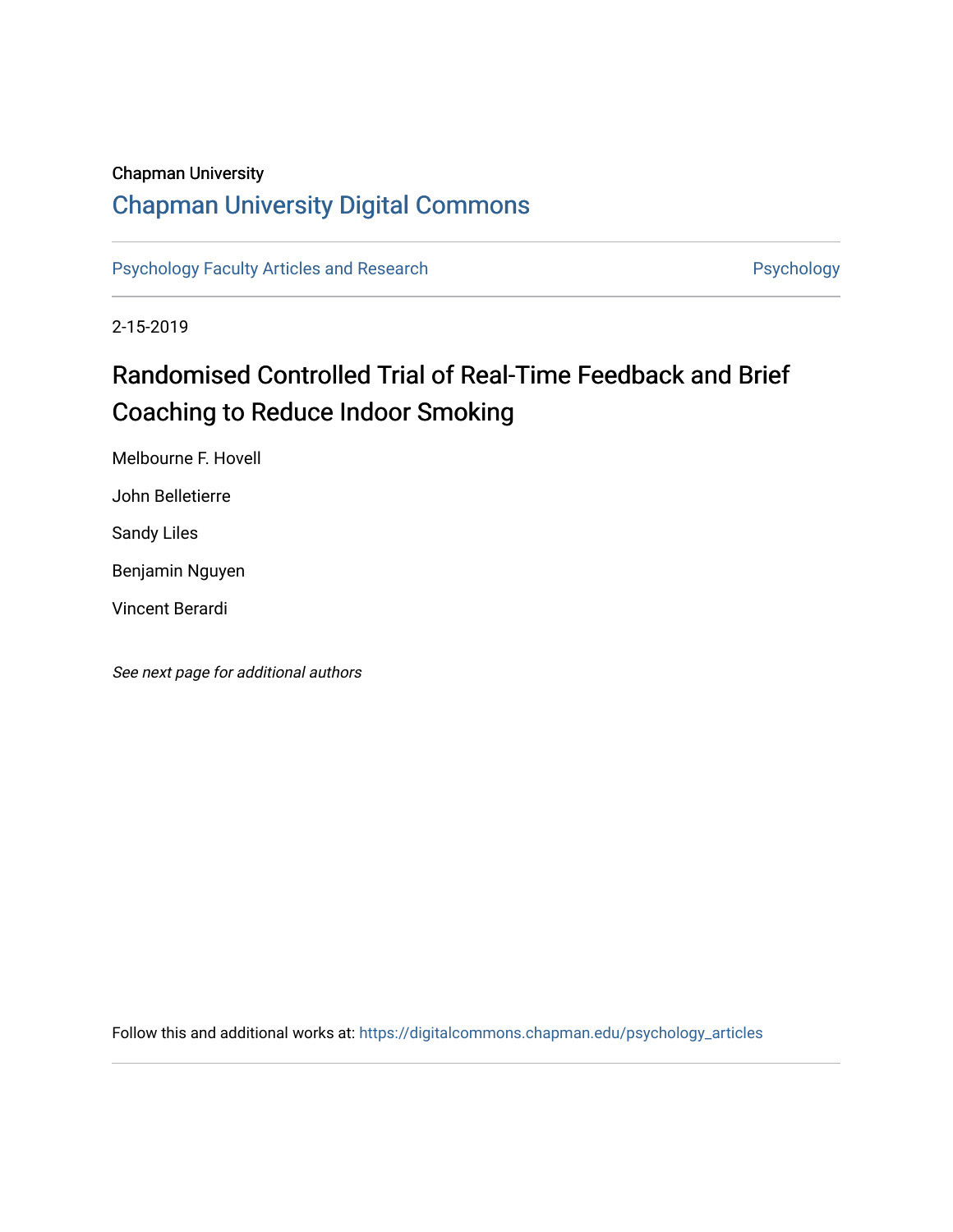Chapman University

## Chapman University Digital Commons

Psychology Faculty Articles and Research | Psychology

2-15-2019

# Randomised Controlled Trial of Real-Time Feedback and Brief Coaching to Reduce Indoor Smoking

Melbourne F. Hovell

John Belletierre

Sandy Liles

Benjamin Nguyen

Vincent Berardi

*See next page for additional authors*

Follow this and additional works at: https://digitalcommons.chapman.edu/psychology_articles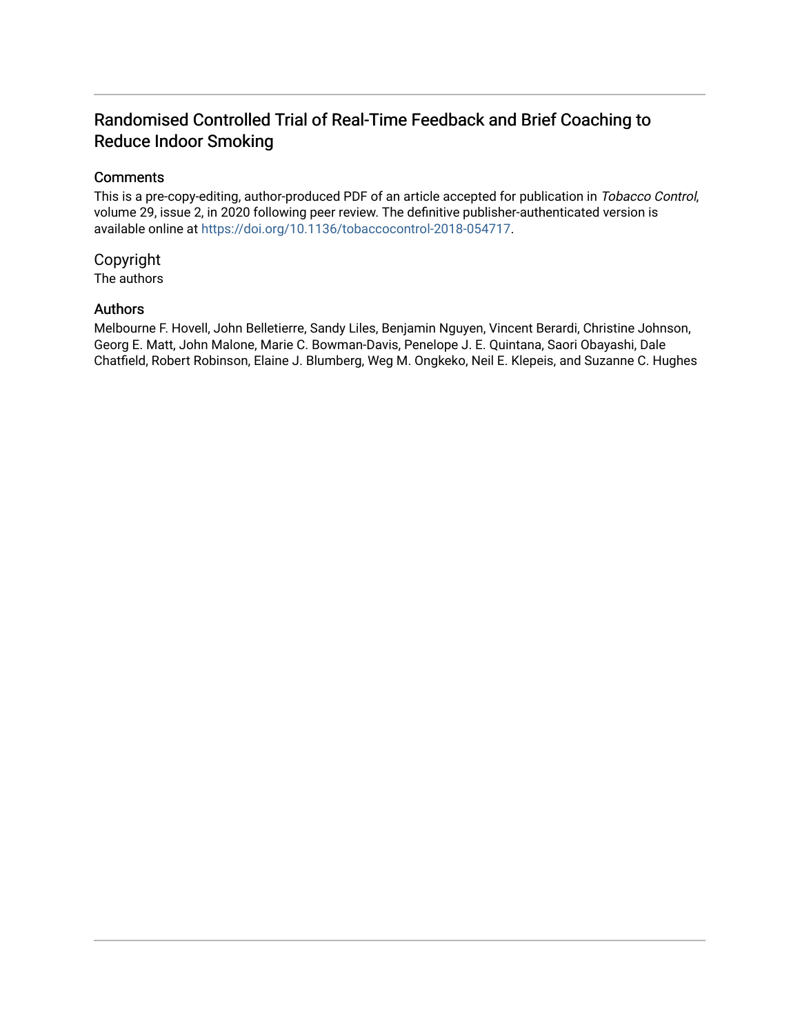# Randomised Controlled Trial of Real-Time Feedback and Brief Coaching to Reduce Indoor Smoking

## Comments

This is a pre-copy-editing, author-produced PDF of an article accepted for publication in *Tobacco Control*, volume 29, issue 2, in 2020 following peer review. The definitive publisher-authenticated version is available online at https://doi.org/10.1136/tobaccocontrol-2018-054717.

## Copyright

The authors

## Authors

Melbourne F. Hovell, John Belletierre, Sandy Liles, Benjamin Nguyen, Vincent Berardi, Christine Johnson, Georg E. Matt, John Malone, Marie C. Bowman-Davis, Penelope J. E. Quintana, Saori Obayashi, Dale Chatfield, Robert Robinson, Elaine J. Blumberg, Weg M. Ongkeko, Neil E. Klepeis, and Suzanne C. Hughes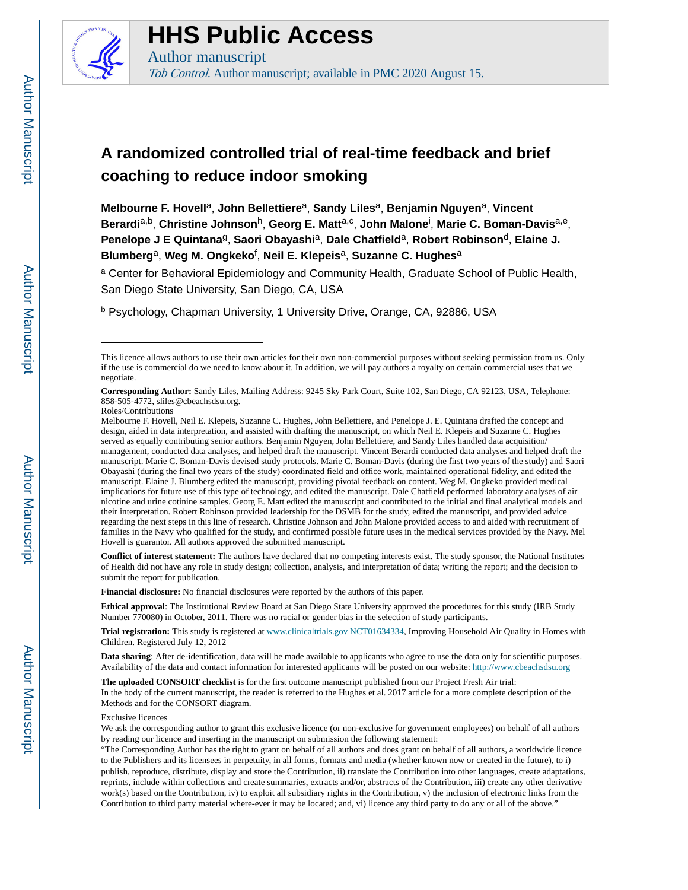# A randomized controlled trial of real-time feedback and brief coaching to reduce indoor smoking

**Melbourne F. Hovell**[a], **John Bellettiere**[a], **Sandy Liles**[a], **Benjamin Nguyen**[a], **Vincent Berardi**[a,b], **Christine Johnson**[h], **Georg E. Matt**[a,c], **John Malone**[i], **Marie C. Boman-Davis**[a,e], **Penelope J E Quintana**[g], **Saori Obayashi**[a], **Dale Chatfield**[a], **Robert Robinson**[d], **Elaine J. Blumberg**[a], **Weg M. Ongkeko**[f], **Neil E. Klepeis**[a], **Suzanne C. Hughes**[a]

[a] Center for Behavioral Epidemiology and Community Health, Graduate School of Public Health, San Diego State University, San Diego, CA, USA

[b] Psychology, Chapman University, 1 University Drive, Orange, CA, 92886, USA

---

This licence allows authors to use their own articles for their own non-commercial purposes without seeking permission from us. Only if the use is commercial do we need to know about it. In addition, we will pay authors a royalty on certain commercial uses that we negotiate.

**Corresponding Author:** Sandy Liles, Mailing Address: 9245 Sky Park Court, Suite 102, San Diego, CA 92123, USA, Telephone: 858-505-4772, sliles@cbeachsdsu.org.

Roles/Contributions

Melbourne F. Hovell, Neil E. Klepeis, Suzanne C. Hughes, John Bellettiere, and Penelope J. E. Quintana drafted the concept and design, aided in data interpretation, and assisted with drafting the manuscript, on which Neil E. Klepeis and Suzanne C. Hughes served as equally contributing senior authors. Benjamin Nguyen, John Bellettiere, and Sandy Liles handled data acquisition/ management, conducted data analyses, and helped draft the manuscript. Vincent Berardi conducted data analyses and helped draft the manuscript. Marie C. Boman-Davis devised study protocols. Marie C. Boman-Davis (during the first two years of the study) and Saori Obayashi (during the final two years of the study) coordinated field and office work, maintained operational fidelity, and edited the manuscript. Elaine J. Blumberg edited the manuscript, providing pivotal feedback on content. Weg M. Ongkeko provided medical implications for future use of this type of technology, and edited the manuscript. Dale Chatfield performed laboratory analyses of air nicotine and urine cotinine samples. Georg E. Matt edited the manuscript and contributed to the initial and final analytical models and their interpretation. Robert Robinson provided leadership for the DSMB for the study, edited the manuscript, and provided advice regarding the next steps in this line of research. Christine Johnson and John Malone provided access to and aided with recruitment of families in the Navy who qualified for the study, and confirmed possible future uses in the medical services provided by the Navy. Mel Hovell is guarantor. All authors approved the submitted manuscript.

**Conflict of interest statement:** The authors have declared that no competing interests exist. The study sponsor, the National Institutes of Health did not have any role in study design; collection, analysis, and interpretation of data; writing the report; and the decision to submit the report for publication.

**Financial disclosure:** No financial disclosures were reported by the authors of this paper.

**Ethical approval**: The Institutional Review Board at San Diego State University approved the procedures for this study (IRB Study Number 770080) in October, 2011. There was no racial or gender bias in the selection of study participants.

**Trial registration:** This study is registered at www.clinicaltrials.gov NCT01634334, Improving Household Air Quality in Homes with Children. Registered July 12, 2012

**Data sharing**: After de-identification, data will be made available to applicants who agree to use the data only for scientific purposes. Availability of the data and contact information for interested applicants will be posted on our website: http://www.cbeachsdsu.org

**The uploaded CONSORT checklist** is for the first outcome manuscript published from our Project Fresh Air trial: In the body of the current manuscript, the reader is referred to the Hughes et al. 2017 article for a more complete description of the Methods and for the CONSORT diagram.

Exclusive licences

We ask the corresponding author to grant this exclusive licence (or non-exclusive for government employees) on behalf of all authors by reading our licence and inserting in the manuscript on submission the following statement:

"The Corresponding Author has the right to grant on behalf of all authors and does grant on behalf of all authors, a worldwide licence to the Publishers and its licensees in perpetuity, in all forms, formats and media (whether known now or created in the future), to i) publish, reproduce, distribute, display and store the Contribution, ii) translate the Contribution into other languages, create adaptations, reprints, include within collections and create summaries, extracts and/or, abstracts of the Contribution, iii) create any other derivative work(s) based on the Contribution, iv) to exploit all subsidiary rights in the Contribution, v) the inclusion of electronic links from the Contribution to third party material where-ever it may be located; and, vi) licence any third party to do any or all of the above."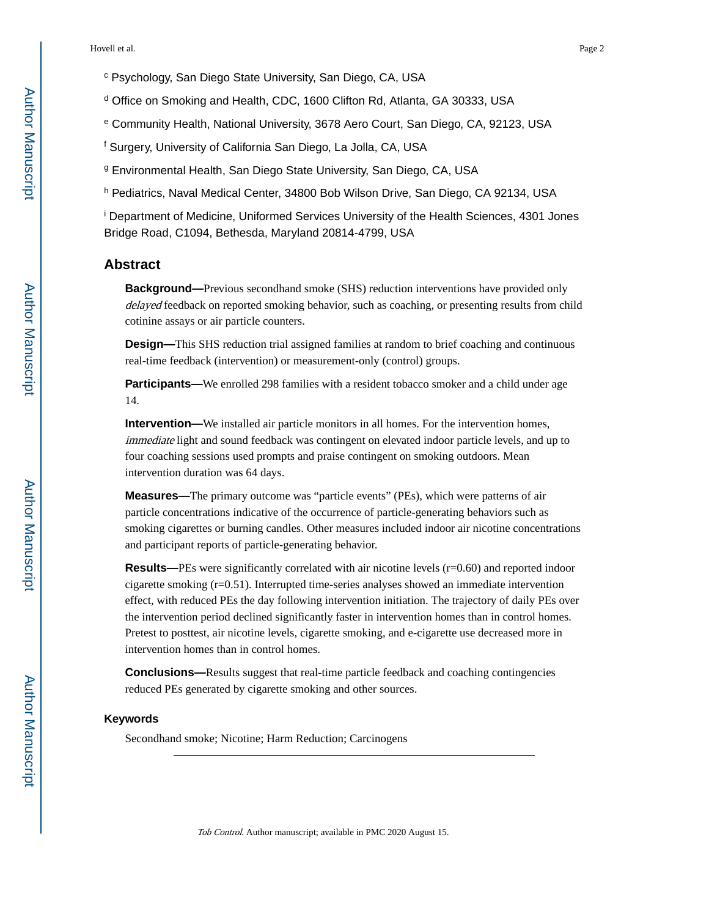[c] Psychology, San Diego State University, San Diego, CA, USA

[d] Office on Smoking and Health, CDC, 1600 Clifton Rd, Atlanta, GA 30333, USA

[e] Community Health, National University, 3678 Aero Court, San Diego, CA, 92123, USA

[f] Surgery, University of California San Diego, La Jolla, CA, USA

[g] Environmental Health, San Diego State University, San Diego, CA, USA

[h] Pediatrics, Naval Medical Center, 34800 Bob Wilson Drive, San Diego, CA 92134, USA

[i] Department of Medicine, Uniformed Services University of the Health Sciences, 4301 Jones Bridge Road, C1094, Bethesda, Maryland 20814-4799, USA

## Abstract

**Background—**Previous secondhand smoke (SHS) reduction interventions have provided only *delayed* feedback on reported smoking behavior, such as coaching, or presenting results from child cotinine assays or air particle counters.

**Design—**This SHS reduction trial assigned families at random to brief coaching and continuous real-time feedback (intervention) or measurement-only (control) groups.

**Participants—**We enrolled 298 families with a resident tobacco smoker and a child under age 14.

**Intervention—**We installed air particle monitors in all homes. For the intervention homes, *immediate* light and sound feedback was contingent on elevated indoor particle levels, and up to four coaching sessions used prompts and praise contingent on smoking outdoors. Mean intervention duration was 64 days.

**Measures—**The primary outcome was "particle events" (PEs), which were patterns of air particle concentrations indicative of the occurrence of particle-generating behaviors such as smoking cigarettes or burning candles. Other measures included indoor air nicotine concentrations and participant reports of particle-generating behavior.

**Results—**PEs were significantly correlated with air nicotine levels (r=0.60) and reported indoor cigarette smoking (r=0.51). Interrupted time-series analyses showed an immediate intervention effect, with reduced PEs the day following intervention initiation. The trajectory of daily PEs over the intervention period declined significantly faster in intervention homes than in control homes. Pretest to posttest, air nicotine levels, cigarette smoking, and e-cigarette use decreased more in intervention homes than in control homes.

**Conclusions—**Results suggest that real-time particle feedback and coaching contingencies reduced PEs generated by cigarette smoking and other sources.

### Keywords

Secondhand smoke; Nicotine; Harm Reduction; Carcinogens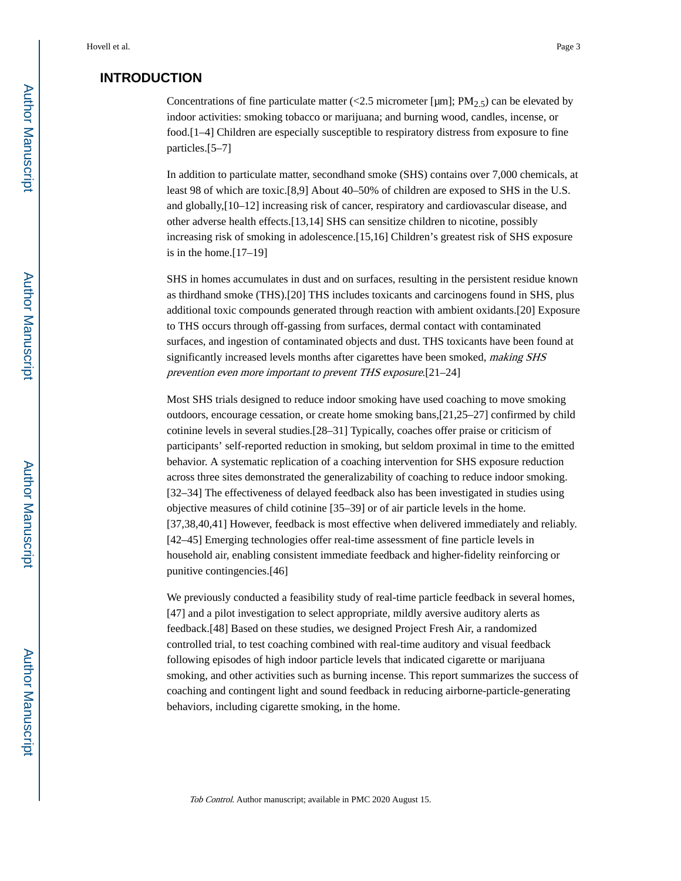## INTRODUCTION

Concentrations of fine particulate matter (<2.5 micrometer [μm]; $PM_{2.5}$) can be elevated by indoor activities: smoking tobacco or marijuana; and burning wood, candles, incense, or food.[1–4] Children are especially susceptible to respiratory distress from exposure to fine particles.[5–7]

In addition to particulate matter, secondhand smoke (SHS) contains over 7,000 chemicals, at least 98 of which are toxic.[8,9] About 40–50% of children are exposed to SHS in the U.S. and globally,[10–12] increasing risk of cancer, respiratory and cardiovascular disease, and other adverse health effects.[13,14] SHS can sensitize children to nicotine, possibly increasing risk of smoking in adolescence.[15,16] Children's greatest risk of SHS exposure is in the home.[17–19]

SHS in homes accumulates in dust and on surfaces, resulting in the persistent residue known as thirdhand smoke (THS).[20] THS includes toxicants and carcinogens found in SHS, plus additional toxic compounds generated through reaction with ambient oxidants.[20] Exposure to THS occurs through off-gassing from surfaces, dermal contact with contaminated surfaces, and ingestion of contaminated objects and dust. THS toxicants have been found at significantly increased levels months after cigarettes have been smoked, *making SHS prevention even more important to prevent THS exposure*.[21–24]

Most SHS trials designed to reduce indoor smoking have used coaching to move smoking outdoors, encourage cessation, or create home smoking bans,[21,25–27] confirmed by child cotinine levels in several studies.[28–31] Typically, coaches offer praise or criticism of participants' self-reported reduction in smoking, but seldom proximal in time to the emitted behavior. A systematic replication of a coaching intervention for SHS exposure reduction across three sites demonstrated the generalizability of coaching to reduce indoor smoking.[32–34] The effectiveness of delayed feedback also has been investigated in studies using objective measures of child cotinine [35–39] or of air particle levels in the home.[37,38,40,41] However, feedback is most effective when delivered immediately and reliably.[42–45] Emerging technologies offer real-time assessment of fine particle levels in household air, enabling consistent immediate feedback and higher-fidelity reinforcing or punitive contingencies.[46]

We previously conducted a feasibility study of real-time particle feedback in several homes,[47] and a pilot investigation to select appropriate, mildly aversive auditory alerts as feedback.[48] Based on these studies, we designed Project Fresh Air, a randomized controlled trial, to test coaching combined with real-time auditory and visual feedback following episodes of high indoor particle levels that indicated cigarette or marijuana smoking, and other activities such as burning incense. This report summarizes the success of coaching and contingent light and sound feedback in reducing airborne-particle-generating behaviors, including cigarette smoking, in the home.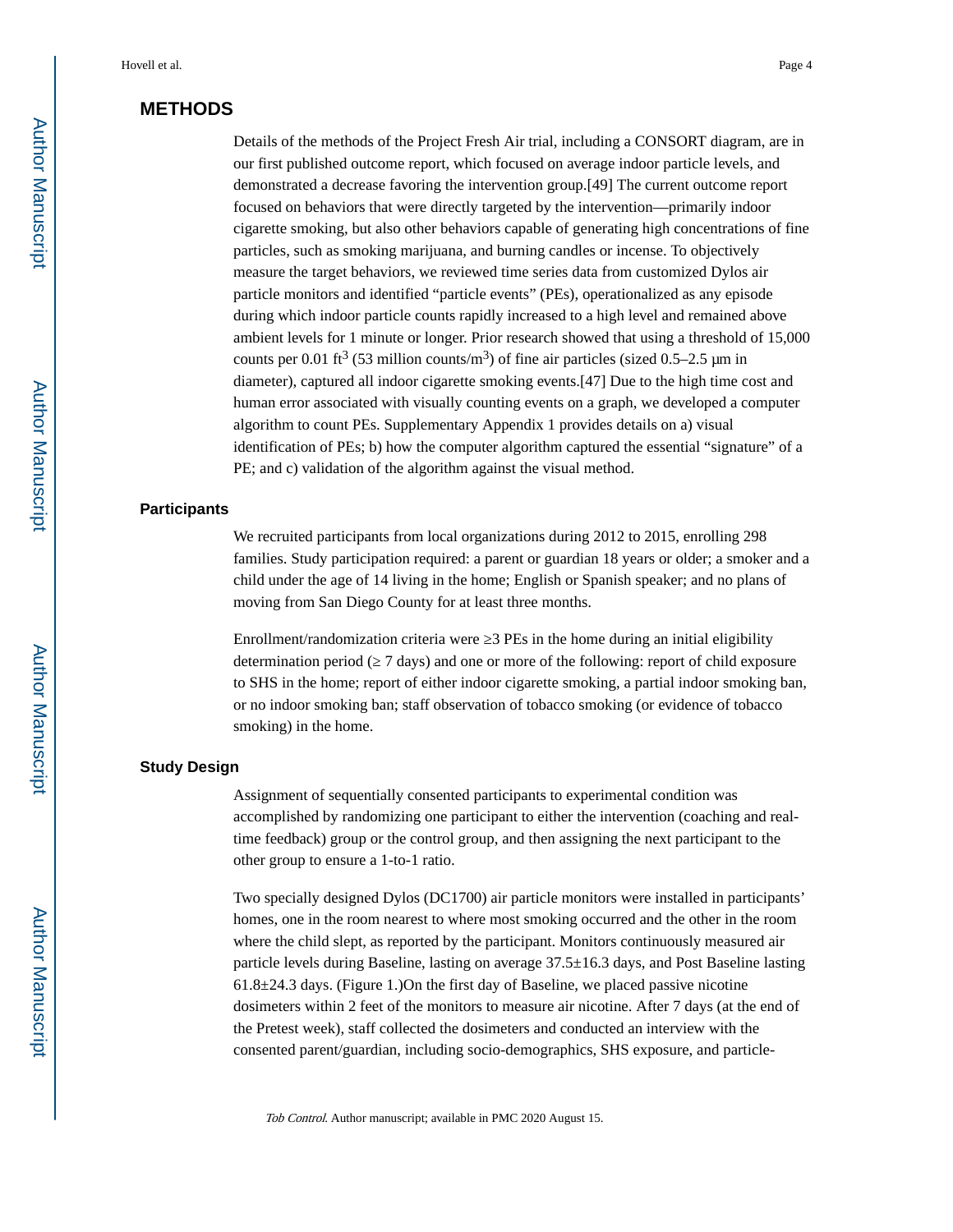## METHODS

Details of the methods of the Project Fresh Air trial, including a CONSORT diagram, are in our first published outcome report, which focused on average indoor particle levels, and demonstrated a decrease favoring the intervention group.[49] The current outcome report focused on behaviors that were directly targeted by the intervention—primarily indoor cigarette smoking, but also other behaviors capable of generating high concentrations of fine particles, such as smoking marijuana, and burning candles or incense. To objectively measure the target behaviors, we reviewed time series data from customized Dylos air particle monitors and identified "particle events" (PEs), operationalized as any episode during which indoor particle counts rapidly increased to a high level and remained above ambient levels for 1 minute or longer. Prior research showed that using a threshold of 15,000 counts per 0.01 $ft^3$ (53 million counts/$m^3$) of fine air particles (sized 0.5–2.5 µm in diameter), captured all indoor cigarette smoking events.[47] Due to the high time cost and human error associated with visually counting events on a graph, we developed a computer algorithm to count PEs. Supplementary Appendix 1 provides details on a) visual identification of PEs; b) how the computer algorithm captured the essential "signature" of a PE; and c) validation of the algorithm against the visual method.

### Participants

We recruited participants from local organizations during 2012 to 2015, enrolling 298 families. Study participation required: a parent or guardian 18 years or older; a smoker and a child under the age of 14 living in the home; English or Spanish speaker; and no plans of moving from San Diego County for at least three months.

Enrollment/randomization criteria were ≥3 PEs in the home during an initial eligibility determination period (≥ 7 days) and one or more of the following: report of child exposure to SHS in the home; report of either indoor cigarette smoking, a partial indoor smoking ban, or no indoor smoking ban; staff observation of tobacco smoking (or evidence of tobacco smoking) in the home.

### Study Design

Assignment of sequentially consented participants to experimental condition was accomplished by randomizing one participant to either the intervention (coaching and real-time feedback) group or the control group, and then assigning the next participant to the other group to ensure a 1-to-1 ratio.

Two specially designed Dylos (DC1700) air particle monitors were installed in participants' homes, one in the room nearest to where most smoking occurred and the other in the room where the child slept, as reported by the participant. Monitors continuously measured air particle levels during Baseline, lasting on average 37.5±16.3 days, and Post Baseline lasting 61.8±24.3 days. (Figure 1.)On the first day of Baseline, we placed passive nicotine dosimeters within 2 feet of the monitors to measure air nicotine. After 7 days (at the end of the Pretest week), staff collected the dosimeters and conducted an interview with the consented parent/guardian, including socio-demographics, SHS exposure, and particle-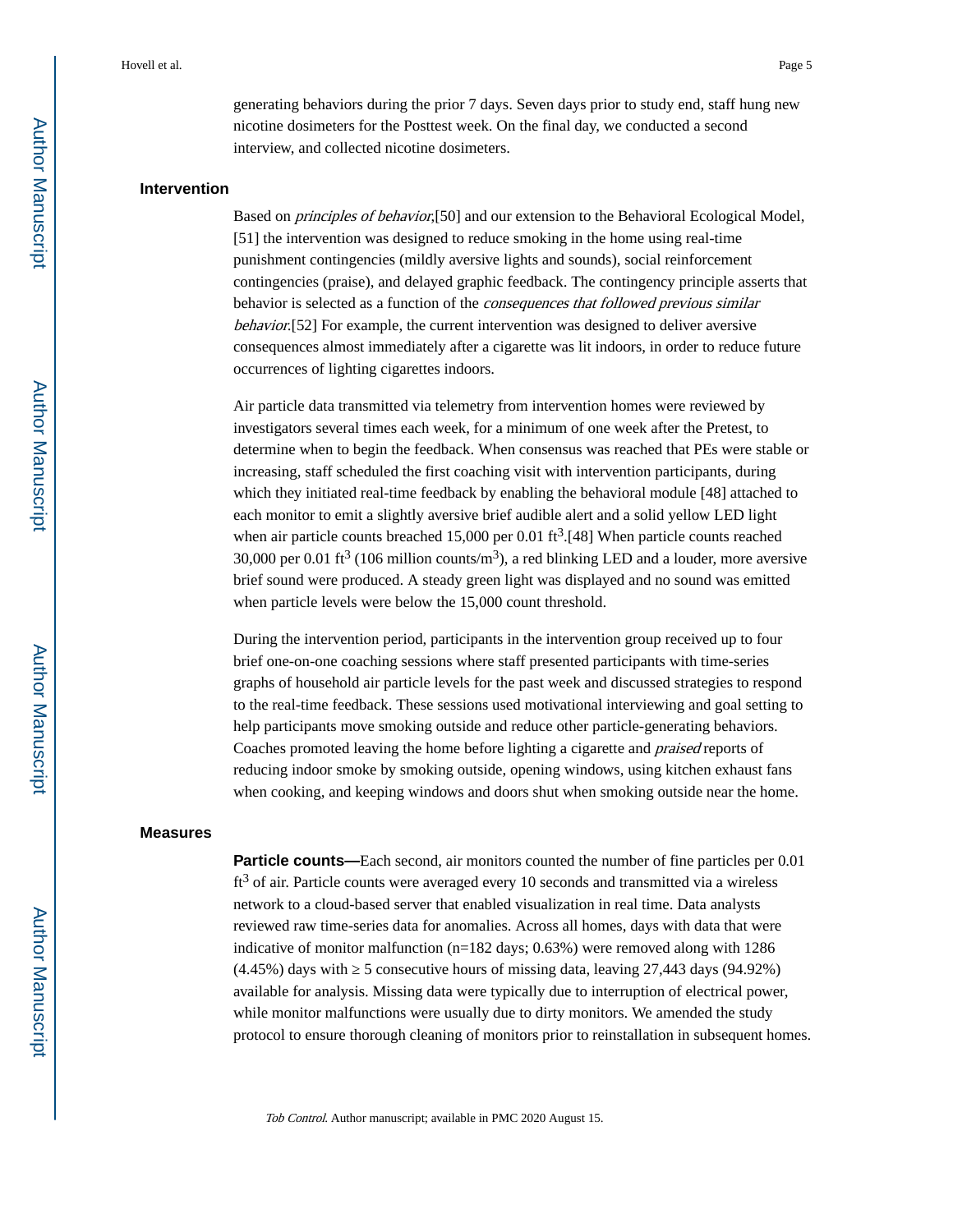generating behaviors during the prior 7 days. Seven days prior to study end, staff hung new nicotine dosimeters for the Posttest week. On the final day, we conducted a second interview, and collected nicotine dosimeters.

### Intervention

Based on *principles of behavior*,[50] and our extension to the Behavioral Ecological Model,[51] the intervention was designed to reduce smoking in the home using real-time punishment contingencies (mildly aversive lights and sounds), social reinforcement contingencies (praise), and delayed graphic feedback. The contingency principle asserts that behavior is selected as a function of the *consequences that followed previous similar behavior*.[52] For example, the current intervention was designed to deliver aversive consequences almost immediately after a cigarette was lit indoors, in order to reduce future occurrences of lighting cigarettes indoors.

Air particle data transmitted via telemetry from intervention homes were reviewed by investigators several times each week, for a minimum of one week after the Pretest, to determine when to begin the feedback. When consensus was reached that PEs were stable or increasing, staff scheduled the first coaching visit with intervention participants, during which they initiated real-time feedback by enabling the behavioral module [48] attached to each monitor to emit a slightly aversive brief audible alert and a solid yellow LED light when air particle counts breached 15,000 per 0.01 $ft^3$.[48] When particle counts reached 30,000 per 0.01 $ft^3$ (106 million counts/$m^3$), a red blinking LED and a louder, more aversive brief sound were produced. A steady green light was displayed and no sound was emitted when particle levels were below the 15,000 count threshold.

During the intervention period, participants in the intervention group received up to four brief one-on-one coaching sessions where staff presented participants with time-series graphs of household air particle levels for the past week and discussed strategies to respond to the real-time feedback. These sessions used motivational interviewing and goal setting to help participants move smoking outside and reduce other particle-generating behaviors. Coaches promoted leaving the home before lighting a cigarette and *praised* reports of reducing indoor smoke by smoking outside, opening windows, using kitchen exhaust fans when cooking, and keeping windows and doors shut when smoking outside near the home.

### Measures

**Particle counts—**Each second, air monitors counted the number of fine particles per 0.01 $ft^3$ of air. Particle counts were averaged every 10 seconds and transmitted via a wireless network to a cloud-based server that enabled visualization in real time. Data analysts reviewed raw time-series data for anomalies. Across all homes, days with data that were indicative of monitor malfunction (n=182 days; 0.63%) were removed along with 1286 (4.45%) days with ≥ 5 consecutive hours of missing data, leaving 27,443 days (94.92%) available for analysis. Missing data were typically due to interruption of electrical power, while monitor malfunctions were usually due to dirty monitors. We amended the study protocol to ensure thorough cleaning of monitors prior to reinstallation in subsequent homes.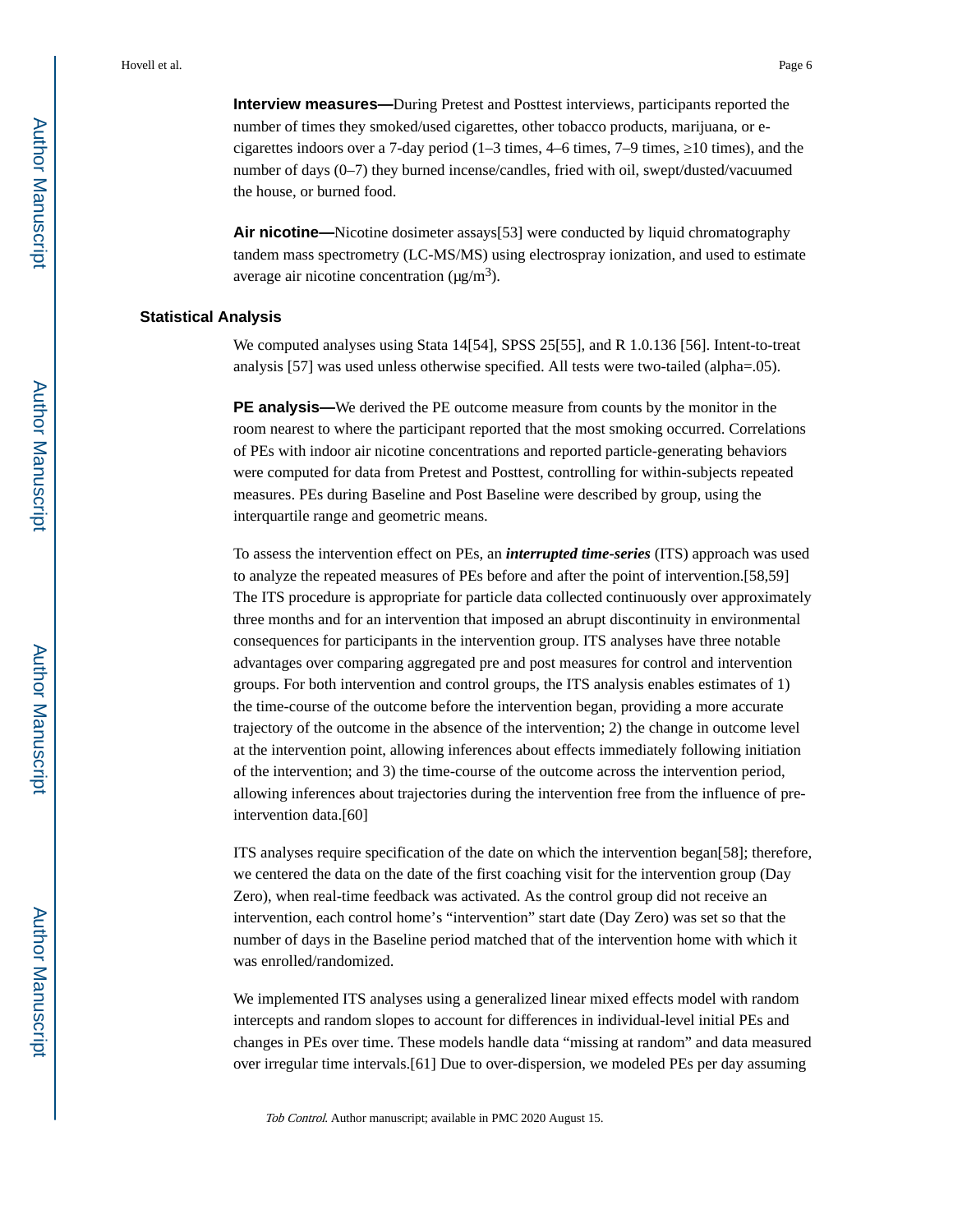**Interview measures—**During Pretest and Posttest interviews, participants reported the number of times they smoked/used cigarettes, other tobacco products, marijuana, or e-cigarettes indoors over a 7-day period (1–3 times, 4–6 times, 7–9 times, ≥10 times), and the number of days (0–7) they burned incense/candles, fried with oil, swept/dusted/vacuumed the house, or burned food.

**Air nicotine—**Nicotine dosimeter assays[53] were conducted by liquid chromatography tandem mass spectrometry (LC-MS/MS) using electrospray ionization, and used to estimate average air nicotine concentration (μg/m$^3$).

### Statistical Analysis

We computed analyses using Stata 14[54], SPSS 25[55], and R 1.0.136 [56]. Intent-to-treat analysis [57] was used unless otherwise specified. All tests were two-tailed (alpha=.05).

**PE analysis—**We derived the PE outcome measure from counts by the monitor in the room nearest to where the participant reported that the most smoking occurred. Correlations of PEs with indoor air nicotine concentrations and reported particle-generating behaviors were computed for data from Pretest and Posttest, controlling for within-subjects repeated measures. PEs during Baseline and Post Baseline were described by group, using the interquartile range and geometric means.

To assess the intervention effect on PEs, an ***interrupted time-series*** (ITS) approach was used to analyze the repeated measures of PEs before and after the point of intervention.[58,59] The ITS procedure is appropriate for particle data collected continuously over approximately three months and for an intervention that imposed an abrupt discontinuity in environmental consequences for participants in the intervention group. ITS analyses have three notable advantages over comparing aggregated pre and post measures for control and intervention groups. For both intervention and control groups, the ITS analysis enables estimates of 1) the time-course of the outcome before the intervention began, providing a more accurate trajectory of the outcome in the absence of the intervention; 2) the change in outcome level at the intervention point, allowing inferences about effects immediately following initiation of the intervention; and 3) the time-course of the outcome across the intervention period, allowing inferences about trajectories during the intervention free from the influence of pre-intervention data.[60]

ITS analyses require specification of the date on which the intervention began[58]; therefore, we centered the data on the date of the first coaching visit for the intervention group (Day Zero), when real-time feedback was activated. As the control group did not receive an intervention, each control home's "intervention" start date (Day Zero) was set so that the number of days in the Baseline period matched that of the intervention home with which it was enrolled/randomized.

We implemented ITS analyses using a generalized linear mixed effects model with random intercepts and random slopes to account for differences in individual-level initial PEs and changes in PEs over time. These models handle data "missing at random" and data measured over irregular time intervals.[61] Due to over-dispersion, we modeled PEs per day assuming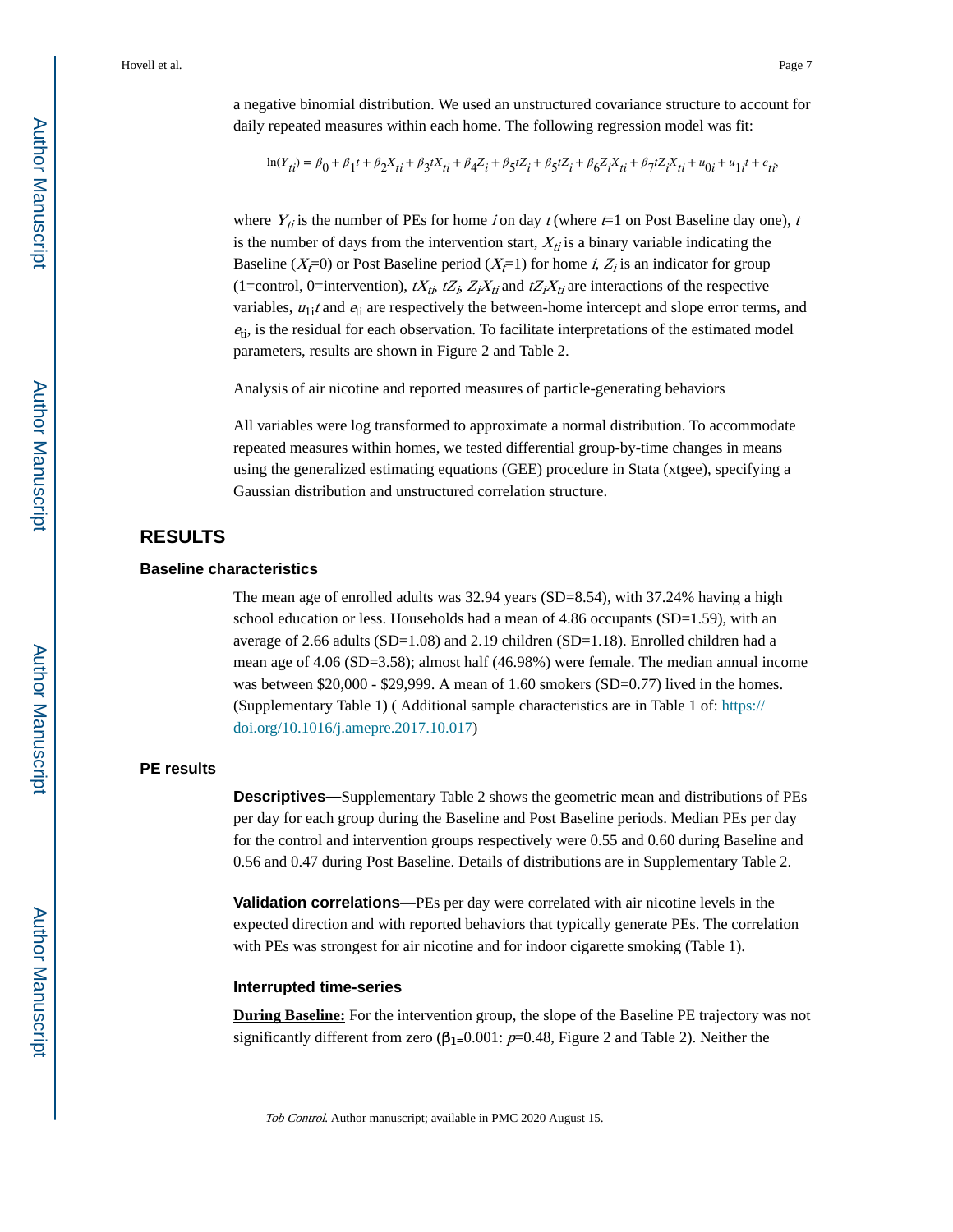a negative binomial distribution. We used an unstructured covariance structure to account for daily repeated measures within each home. The following regression model was fit:

$$\ln(Y_{ti}) = \beta_0 + \beta_1 t + \beta_2 X_{ti} + \beta_3 tX_{ti} + \beta_4 Z_i + \beta_5 tZ_i + \beta_5 tZ_i + \beta_6 Z_i X_{ti} + \beta_7 tZ_i X_{ti} + u_{0i} + u_{1i} t + e_{ti},$$

where $Y_{ti}$ is the number of PEs for home $i$ on day $t$ (where $t$=1 on Post Baseline day one), $t$ is the number of days from the intervention start, $X_{ti}$ is a binary variable indicating the Baseline ($X_i$=0) or Post Baseline period ($X_i$=1) for home $i$, $Z_i$ is an indicator for group (1=control, 0=intervention), $tX_{ti}$, $tZ_i$, $Z_i X_{ti}$ and $tZ_i X_{ti}$ are interactions of the respective variables, $u_{1i} t$ and $e_{ti}$ are respectively the between-home intercept and slope error terms, and $e_{ti}$, is the residual for each observation. To facilitate interpretations of the estimated model parameters, results are shown in Figure 2 and Table 2.

Analysis of air nicotine and reported measures of particle-generating behaviors

All variables were log transformed to approximate a normal distribution. To accommodate repeated measures within homes, we tested differential group-by-time changes in means using the generalized estimating equations (GEE) procedure in Stata (xtgee), specifying a Gaussian distribution and unstructured correlation structure.

## RESULTS

### Baseline characteristics

The mean age of enrolled adults was 32.94 years (SD=8.54), with 37.24% having a high school education or less. Households had a mean of 4.86 occupants (SD=1.59), with an average of 2.66 adults (SD=1.08) and 2.19 children (SD=1.18). Enrolled children had a mean age of 4.06 (SD=3.58); almost half (46.98%) were female. The median annual income was between $20,000 - $29,999. A mean of 1.60 smokers (SD=0.77) lived in the homes. (Supplementary Table 1) ( Additional sample characteristics are in Table 1 of: https://doi.org/10.1016/j.amepre.2017.10.017)

### PE results

**Descriptives—**Supplementary Table 2 shows the geometric mean and distributions of PEs per day for each group during the Baseline and Post Baseline periods. Median PEs per day for the control and intervention groups respectively were 0.55 and 0.60 during Baseline and 0.56 and 0.47 during Post Baseline. Details of distributions are in Supplementary Table 2.

**Validation correlations—**PEs per day were correlated with air nicotine levels in the expected direction and with reported behaviors that typically generate PEs. The correlation with PEs was strongest for air nicotine and for indoor cigarette smoking (Table 1).

#### Interrupted time-series

**During Baseline:** For the intervention group, the slope of the Baseline PE trajectory was not significantly different from zero (**$\beta_1$**=0.001: $p$=0.48, Figure 2 and Table 2). Neither the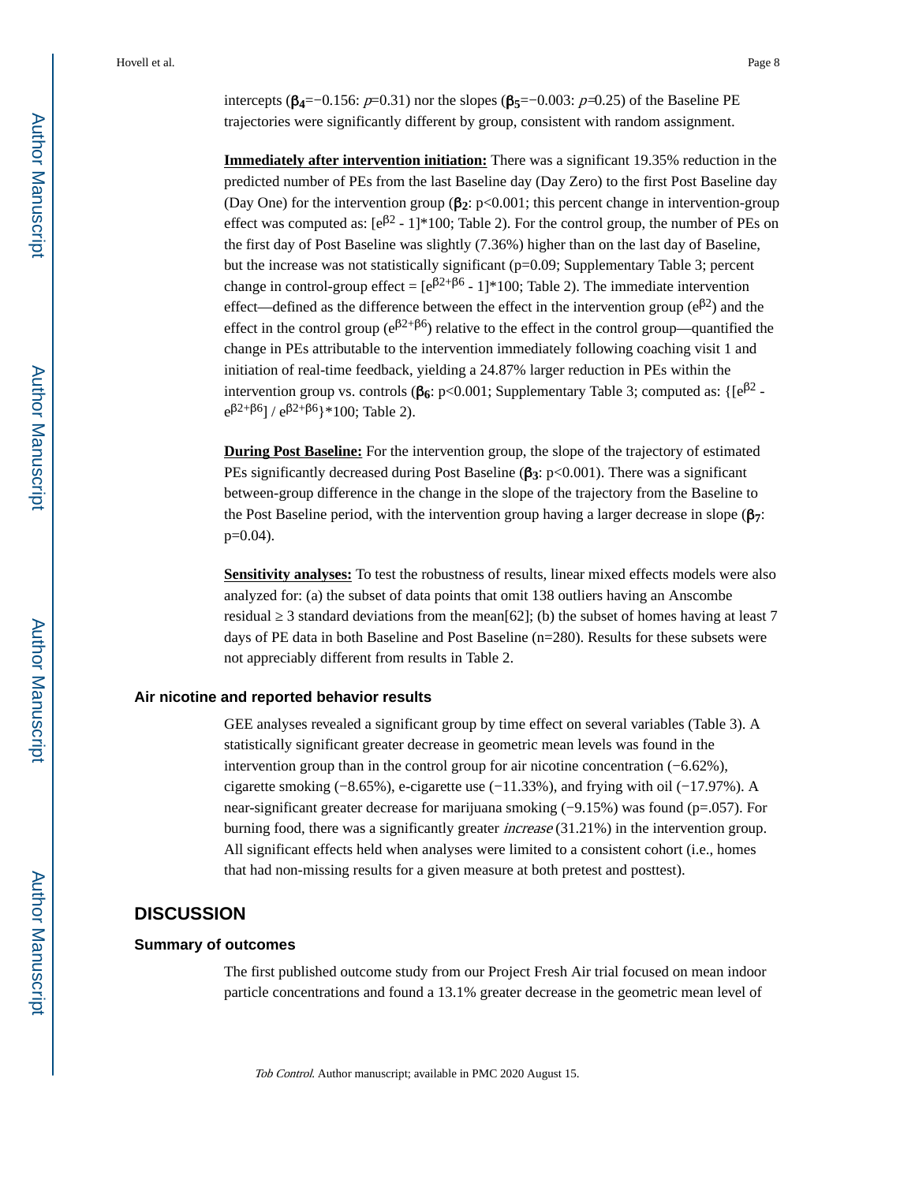intercepts ($\beta_4$=−0.156: *p*=0.31) nor the slopes ($\beta_5$=−0.003: *p*=0.25) of the Baseline PE trajectories were significantly different by group, consistent with random assignment.

**Immediately after intervention initiation:** There was a significant 19.35% reduction in the predicted number of PEs from the last Baseline day (Day Zero) to the first Post Baseline day (Day One) for the intervention group ($\beta_2$: p<0.001; this percent change in intervention-group effect was computed as: $[e^{\beta 2} - 1]*100$; Table 2). For the control group, the number of PEs on the first day of Post Baseline was slightly (7.36%) higher than on the last day of Baseline, but the increase was not statistically significant (p=0.09; Supplementary Table 3; percent change in control-group effect = $[e^{\beta 2+\beta 6} - 1]*100$; Table 2). The immediate intervention effect—defined as the difference between the effect in the intervention group ($e^{\beta 2}$) and the effect in the control group ($e^{\beta 2+\beta 6}$) relative to the effect in the control group—quantified the change in PEs attributable to the intervention immediately following coaching visit 1 and initiation of real-time feedback, yielding a 24.87% larger reduction in PEs within the intervention group vs. controls ($\beta_6$: p<0.001; Supplementary Table 3; computed as: $\{[e^{\beta 2} - e^{\beta 2+\beta 6}] / e^{\beta 2+\beta 6}\}*100$; Table 2).

**During Post Baseline:** For the intervention group, the slope of the trajectory of estimated PEs significantly decreased during Post Baseline ($\beta_3$: p<0.001). There was a significant between-group difference in the change in the slope of the trajectory from the Baseline to the Post Baseline period, with the intervention group having a larger decrease in slope ($\beta_7$: p=0.04).

**Sensitivity analyses:** To test the robustness of results, linear mixed effects models were also analyzed for: (a) the subset of data points that omit 138 outliers having an Anscombe residual ≥ 3 standard deviations from the mean[62]; (b) the subset of homes having at least 7 days of PE data in both Baseline and Post Baseline (n=280). Results for these subsets were not appreciably different from results in Table 2.

### Air nicotine and reported behavior results

GEE analyses revealed a significant group by time effect on several variables (Table 3). A statistically significant greater decrease in geometric mean levels was found in the intervention group than in the control group for air nicotine concentration (−6.62%), cigarette smoking (−8.65%), e-cigarette use (−11.33%), and frying with oil (−17.97%). A near-significant greater decrease for marijuana smoking (−9.15%) was found (p=.057). For burning food, there was a significantly greater *increase* (31.21%) in the intervention group. All significant effects held when analyses were limited to a consistent cohort (i.e., homes that had non-missing results for a given measure at both pretest and posttest).

## DISCUSSION

### Summary of outcomes

The first published outcome study from our Project Fresh Air trial focused on mean indoor particle concentrations and found a 13.1% greater decrease in the geometric mean level of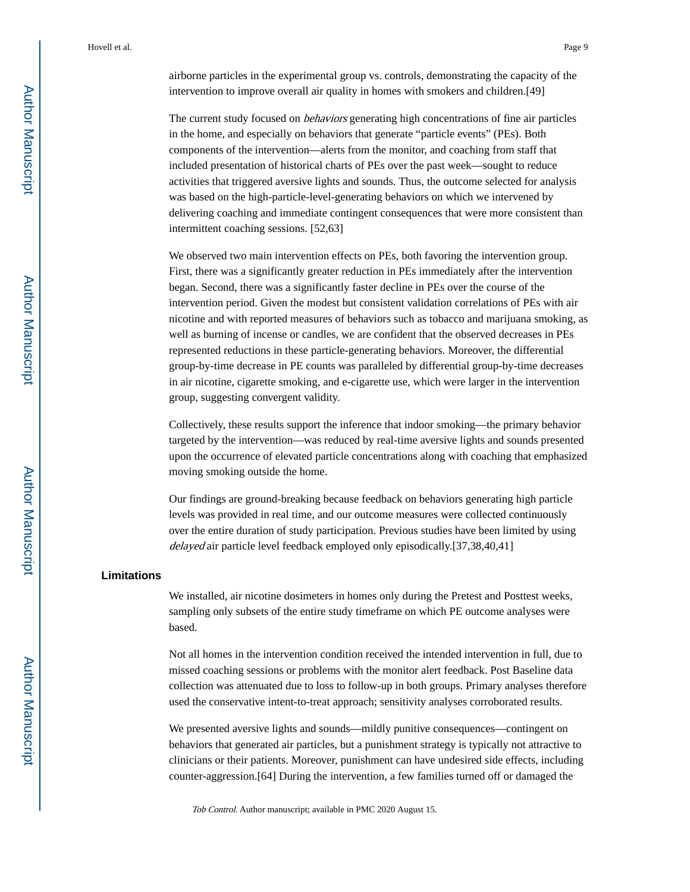airborne particles in the experimental group vs. controls, demonstrating the capacity of the intervention to improve overall air quality in homes with smokers and children.[49]

The current study focused on *behaviors* generating high concentrations of fine air particles in the home, and especially on behaviors that generate "particle events" (PEs). Both components of the intervention—alerts from the monitor, and coaching from staff that included presentation of historical charts of PEs over the past week—sought to reduce activities that triggered aversive lights and sounds. Thus, the outcome selected for analysis was based on the high-particle-level-generating behaviors on which we intervened by delivering coaching and immediate contingent consequences that were more consistent than intermittent coaching sessions. [52,63]

We observed two main intervention effects on PEs, both favoring the intervention group. First, there was a significantly greater reduction in PEs immediately after the intervention began. Second, there was a significantly faster decline in PEs over the course of the intervention period. Given the modest but consistent validation correlations of PEs with air nicotine and with reported measures of behaviors such as tobacco and marijuana smoking, as well as burning of incense or candles, we are confident that the observed decreases in PEs represented reductions in these particle-generating behaviors. Moreover, the differential group-by-time decrease in PE counts was paralleled by differential group-by-time decreases in air nicotine, cigarette smoking, and e-cigarette use, which were larger in the intervention group, suggesting convergent validity.

Collectively, these results support the inference that indoor smoking—the primary behavior targeted by the intervention—was reduced by real-time aversive lights and sounds presented upon the occurrence of elevated particle concentrations along with coaching that emphasized moving smoking outside the home.

Our findings are ground-breaking because feedback on behaviors generating high particle levels was provided in real time, and our outcome measures were collected continuously over the entire duration of study participation. Previous studies have been limited by using *delayed* air particle level feedback employed only episodically.[37,38,40,41]

## Limitations

We installed, air nicotine dosimeters in homes only during the Pretest and Posttest weeks, sampling only subsets of the entire study timeframe on which PE outcome analyses were based.

Not all homes in the intervention condition received the intended intervention in full, due to missed coaching sessions or problems with the monitor alert feedback. Post Baseline data collection was attenuated due to loss to follow-up in both groups. Primary analyses therefore used the conservative intent-to-treat approach; sensitivity analyses corroborated results.

We presented aversive lights and sounds—mildly punitive consequences—contingent on behaviors that generated air particles, but a punishment strategy is typically not attractive to clinicians or their patients. Moreover, punishment can have undesired side effects, including counter-aggression.[64] During the intervention, a few families turned off or damaged the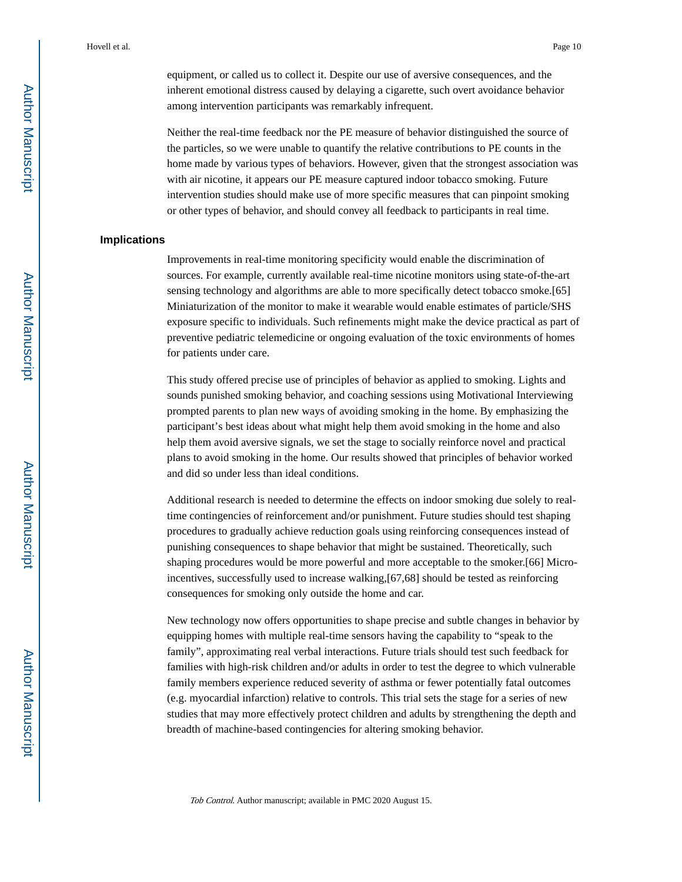equipment, or called us to collect it. Despite our use of aversive consequences, and the inherent emotional distress caused by delaying a cigarette, such overt avoidance behavior among intervention participants was remarkably infrequent.

Neither the real-time feedback nor the PE measure of behavior distinguished the source of the particles, so we were unable to quantify the relative contributions to PE counts in the home made by various types of behaviors. However, given that the strongest association was with air nicotine, it appears our PE measure captured indoor tobacco smoking. Future intervention studies should make use of more specific measures that can pinpoint smoking or other types of behavior, and should convey all feedback to participants in real time.

## Implications

Improvements in real-time monitoring specificity would enable the discrimination of sources. For example, currently available real-time nicotine monitors using state-of-the-art sensing technology and algorithms are able to more specifically detect tobacco smoke.[65] Miniaturization of the monitor to make it wearable would enable estimates of particle/SHS exposure specific to individuals. Such refinements might make the device practical as part of preventive pediatric telemedicine or ongoing evaluation of the toxic environments of homes for patients under care.

This study offered precise use of principles of behavior as applied to smoking. Lights and sounds punished smoking behavior, and coaching sessions using Motivational Interviewing prompted parents to plan new ways of avoiding smoking in the home. By emphasizing the participant's best ideas about what might help them avoid smoking in the home and also help them avoid aversive signals, we set the stage to socially reinforce novel and practical plans to avoid smoking in the home. Our results showed that principles of behavior worked and did so under less than ideal conditions.

Additional research is needed to determine the effects on indoor smoking due solely to real-time contingencies of reinforcement and/or punishment. Future studies should test shaping procedures to gradually achieve reduction goals using reinforcing consequences instead of punishing consequences to shape behavior that might be sustained. Theoretically, such shaping procedures would be more powerful and more acceptable to the smoker.[66] Micro-incentives, successfully used to increase walking,[67,68] should be tested as reinforcing consequences for smoking only outside the home and car.

New technology now offers opportunities to shape precise and subtle changes in behavior by equipping homes with multiple real-time sensors having the capability to "speak to the family", approximating real verbal interactions. Future trials should test such feedback for families with high-risk children and/or adults in order to test the degree to which vulnerable family members experience reduced severity of asthma or fewer potentially fatal outcomes (e.g. myocardial infarction) relative to controls. This trial sets the stage for a series of new studies that may more effectively protect children and adults by strengthening the depth and breadth of machine-based contingencies for altering smoking behavior.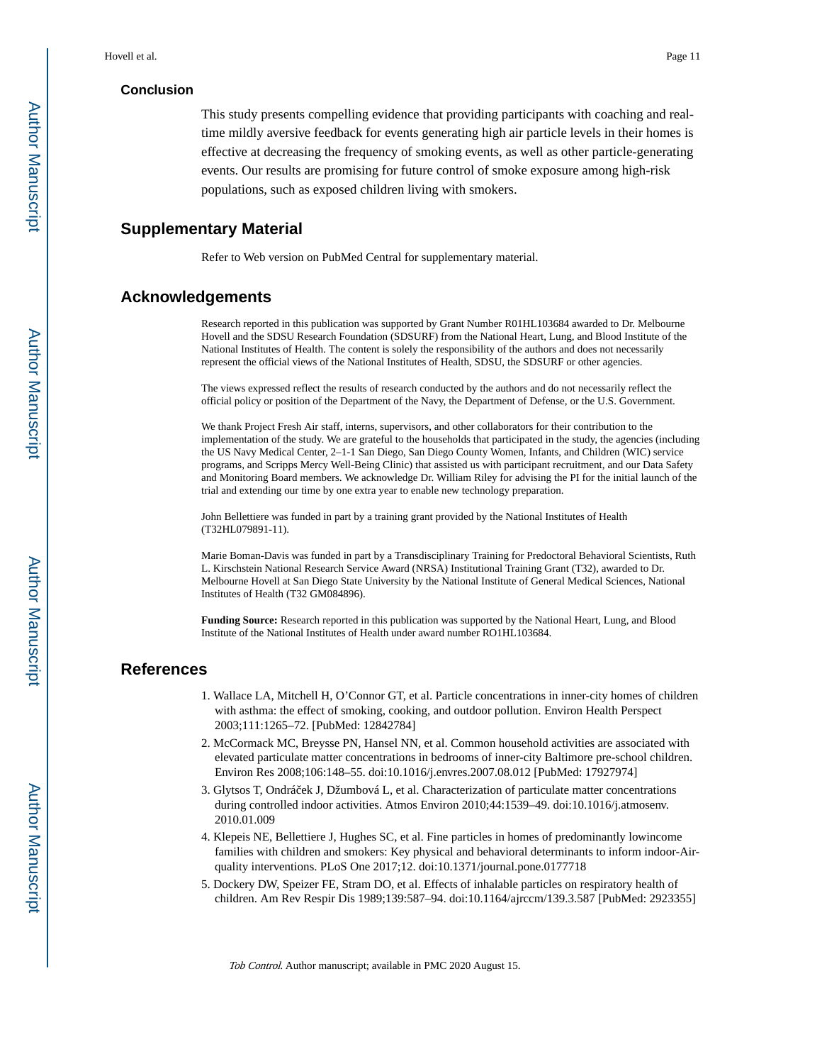## Conclusion

This study presents compelling evidence that providing participants with coaching and real-time mildly aversive feedback for events generating high air particle levels in their homes is effective at decreasing the frequency of smoking events, as well as other particle-generating events. Our results are promising for future control of smoke exposure among high-risk populations, such as exposed children living with smokers.

## Supplementary Material

Refer to Web version on PubMed Central for supplementary material.

## Acknowledgements

Research reported in this publication was supported by Grant Number R01HL103684 awarded to Dr. Melbourne Hovell and the SDSU Research Foundation (SDSURF) from the National Heart, Lung, and Blood Institute of the National Institutes of Health. The content is solely the responsibility of the authors and does not necessarily represent the official views of the National Institutes of Health, SDSU, the SDSURF or other agencies.

The views expressed reflect the results of research conducted by the authors and do not necessarily reflect the official policy or position of the Department of the Navy, the Department of Defense, or the U.S. Government.

We thank Project Fresh Air staff, interns, supervisors, and other collaborators for their contribution to the implementation of the study. We are grateful to the households that participated in the study, the agencies (including the US Navy Medical Center, 2–1-1 San Diego, San Diego County Women, Infants, and Children (WIC) service programs, and Scripps Mercy Well-Being Clinic) that assisted us with participant recruitment, and our Data Safety and Monitoring Board members. We acknowledge Dr. William Riley for advising the PI for the initial launch of the trial and extending our time by one extra year to enable new technology preparation.

John Bellettiere was funded in part by a training grant provided by the National Institutes of Health (T32HL079891-11).

Marie Boman-Davis was funded in part by a Transdisciplinary Training for Predoctoral Behavioral Scientists, Ruth L. Kirschstein National Research Service Award (NRSA) Institutional Training Grant (T32), awarded to Dr. Melbourne Hovell at San Diego State University by the National Institute of General Medical Sciences, National Institutes of Health (T32 GM084896).

**Funding Source:** Research reported in this publication was supported by the National Heart, Lung, and Blood Institute of the National Institutes of Health under award number RO1HL103684.

## References

1. Wallace LA, Mitchell H, O'Connor GT, et al. Particle concentrations in inner-city homes of children with asthma: the effect of smoking, cooking, and outdoor pollution. Environ Health Perspect 2003;111:1265–72. [PubMed: 12842784]
2. McCormack MC, Breysse PN, Hansel NN, et al. Common household activities are associated with elevated particulate matter concentrations in bedrooms of inner-city Baltimore pre-school children. Environ Res 2008;106:148–55. doi:10.1016/j.envres.2007.08.012 [PubMed: 17927974]
3. Glytsos T, Ondráček J, Džumbová L, et al. Characterization of particulate matter concentrations during controlled indoor activities. Atmos Environ 2010;44:1539–49. doi:10.1016/j.atmosenv.2010.01.009
4. Klepeis NE, Bellettiere J, Hughes SC, et al. Fine particles in homes of predominantly lowincome families with children and smokers: Key physical and behavioral determinants to inform indoor-Air-quality interventions. PLoS One 2017;12. doi:10.1371/journal.pone.0177718
5. Dockery DW, Speizer FE, Stram DO, et al. Effects of inhalable particles on respiratory health of children. Am Rev Respir Dis 1989;139:587–94. doi:10.1164/ajrccm/139.3.587 [PubMed: 2923355]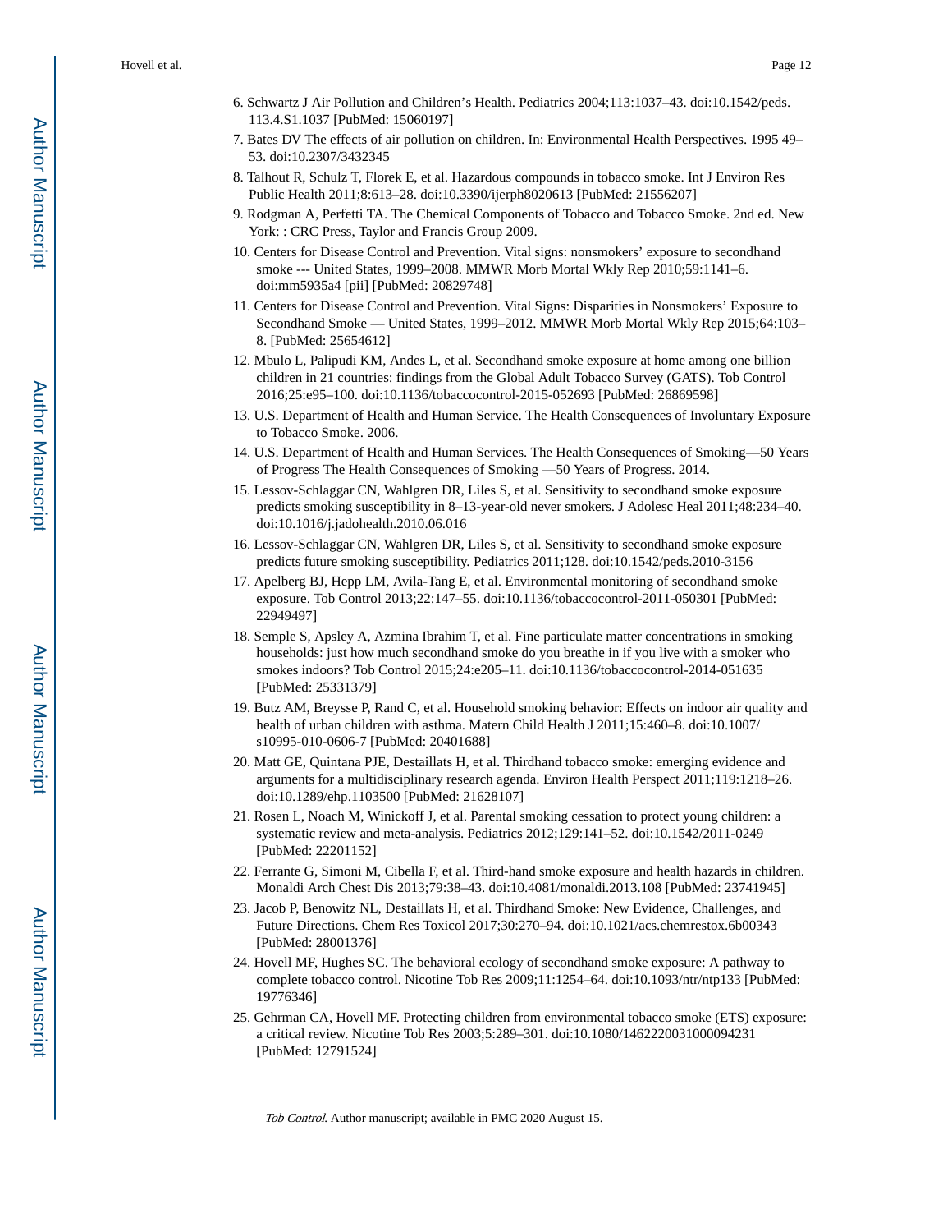6. Schwartz J Air Pollution and Children's Health. Pediatrics 2004;113:1037–43. doi:10.1542/peds.113.4.S1.1037 [PubMed: 15060197]

7. Bates DV The effects of air pollution on children. In: Environmental Health Perspectives. 1995 49–53. doi:10.2307/3432345

8. Talhout R, Schulz T, Florek E, et al. Hazardous compounds in tobacco smoke. Int J Environ Res Public Health 2011;8:613–28. doi:10.3390/ijerph8020613 [PubMed: 21556207]

9. Rodgman A, Perfetti TA. The Chemical Components of Tobacco and Tobacco Smoke. 2nd ed. New York: : CRC Press, Taylor and Francis Group 2009.

10. Centers for Disease Control and Prevention. Vital signs: nonsmokers' exposure to secondhand smoke --- United States, 1999–2008. MMWR Morb Mortal Wkly Rep 2010;59:1141–6. doi:mm5935a4 [pii] [PubMed: 20829748]

11. Centers for Disease Control and Prevention. Vital Signs: Disparities in Nonsmokers' Exposure to Secondhand Smoke — United States, 1999–2012. MMWR Morb Mortal Wkly Rep 2015;64:103–8. [PubMed: 25654612]

12. Mbulo L, Palipudi KM, Andes L, et al. Secondhand smoke exposure at home among one billion children in 21 countries: findings from the Global Adult Tobacco Survey (GATS). Tob Control 2016;25:e95–100. doi:10.1136/tobaccocontrol-2015-052693 [PubMed: 26869598]

13. U.S. Department of Health and Human Service. The Health Consequences of Involuntary Exposure to Tobacco Smoke. 2006.

14. U.S. Department of Health and Human Services. The Health Consequences of Smoking—50 Years of Progress The Health Consequences of Smoking —50 Years of Progress. 2014.

15. Lessov-Schlaggar CN, Wahlgren DR, Liles S, et al. Sensitivity to secondhand smoke exposure predicts smoking susceptibility in 8–13-year-old never smokers. J Adolesc Heal 2011;48:234–40. doi:10.1016/j.jadohealth.2010.06.016

16. Lessov-Schlaggar CN, Wahlgren DR, Liles S, et al. Sensitivity to secondhand smoke exposure predicts future smoking susceptibility. Pediatrics 2011;128. doi:10.1542/peds.2010-3156

17. Apelberg BJ, Hepp LM, Avila-Tang E, et al. Environmental monitoring of secondhand smoke exposure. Tob Control 2013;22:147–55. doi:10.1136/tobaccocontrol-2011-050301 [PubMed: 22949497]

18. Semple S, Apsley A, Azmina Ibrahim T, et al. Fine particulate matter concentrations in smoking households: just how much secondhand smoke do you breathe in if you live with a smoker who smokes indoors? Tob Control 2015;24:e205–11. doi:10.1136/tobaccocontrol-2014-051635 [PubMed: 25331379]

19. Butz AM, Breysse P, Rand C, et al. Household smoking behavior: Effects on indoor air quality and health of urban children with asthma. Matern Child Health J 2011;15:460–8. doi:10.1007/s10995-010-0606-7 [PubMed: 20401688]

20. Matt GE, Quintana PJE, Destaillats H, et al. Thirdhand tobacco smoke: emerging evidence and arguments for a multidisciplinary research agenda. Environ Health Perspect 2011;119:1218–26. doi:10.1289/ehp.1103500 [PubMed: 21628107]

21. Rosen L, Noach M, Winickoff J, et al. Parental smoking cessation to protect young children: a systematic review and meta-analysis. Pediatrics 2012;129:141–52. doi:10.1542/2011-0249 [PubMed: 22201152]

22. Ferrante G, Simoni M, Cibella F, et al. Third-hand smoke exposure and health hazards in children. Monaldi Arch Chest Dis 2013;79:38–43. doi:10.4081/monaldi.2013.108 [PubMed: 23741945]

23. Jacob P, Benowitz NL, Destaillats H, et al. Thirdhand Smoke: New Evidence, Challenges, and Future Directions. Chem Res Toxicol 2017;30:270–94. doi:10.1021/acs.chemrestox.6b00343 [PubMed: 28001376]

24. Hovell MF, Hughes SC. The behavioral ecology of secondhand smoke exposure: A pathway to complete tobacco control. Nicotine Tob Res 2009;11:1254–64. doi:10.1093/ntr/ntp133 [PubMed: 19776346]

25. Gehrman CA, Hovell MF. Protecting children from environmental tobacco smoke (ETS) exposure: a critical review. Nicotine Tob Res 2003;5:289–301. doi:10.1080/1462220031000094231 [PubMed: 12791524]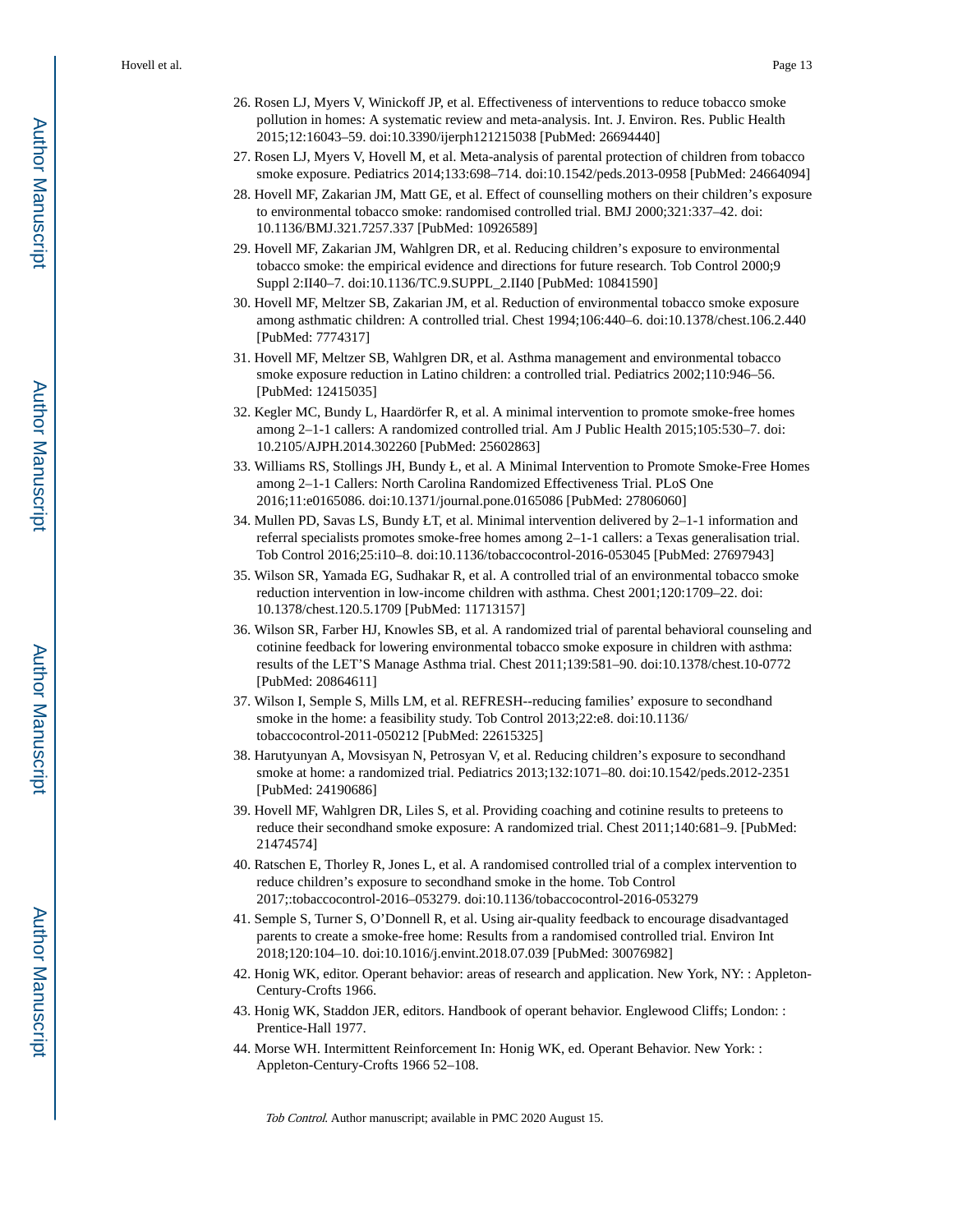26. Rosen LJ, Myers V, Winickoff JP, et al. Effectiveness of interventions to reduce tobacco smoke pollution in homes: A systematic review and meta-analysis. Int. J. Environ. Res. Public Health 2015;12:16043–59. doi:10.3390/ijerph121215038 [PubMed: 26694440]
27. Rosen LJ, Myers V, Hovell M, et al. Meta-analysis of parental protection of children from tobacco smoke exposure. Pediatrics 2014;133:698–714. doi:10.1542/peds.2013-0958 [PubMed: 24664094]
28. Hovell MF, Zakarian JM, Matt GE, et al. Effect of counselling mothers on their children's exposure to environmental tobacco smoke: randomised controlled trial. BMJ 2000;321:337–42. doi: 10.1136/BMJ.321.7257.337 [PubMed: 10926589]
29. Hovell MF, Zakarian JM, Wahlgren DR, et al. Reducing children's exposure to environmental tobacco smoke: the empirical evidence and directions for future research. Tob Control 2000;9 Suppl 2:II40–7. doi:10.1136/TC.9.SUPPL_2.II40 [PubMed: 10841590]
30. Hovell MF, Meltzer SB, Zakarian JM, et al. Reduction of environmental tobacco smoke exposure among asthmatic children: A controlled trial. Chest 1994;106:440–6. doi:10.1378/chest.106.2.440 [PubMed: 7774317]
31. Hovell MF, Meltzer SB, Wahlgren DR, et al. Asthma management and environmental tobacco smoke exposure reduction in Latino children: a controlled trial. Pediatrics 2002;110:946–56. [PubMed: 12415035]
32. Kegler MC, Bundy L, Haardörfer R, et al. A minimal intervention to promote smoke-free homes among 2–1-1 callers: A randomized controlled trial. Am J Public Health 2015;105:530–7. doi: 10.2105/AJPH.2014.302260 [PubMed: 25602863]
33. Williams RS, Stollings JH, Bundy Ł, et al. A Minimal Intervention to Promote Smoke-Free Homes among 2–1-1 Callers: North Carolina Randomized Effectiveness Trial. PLoS One 2016;11:e0165086. doi:10.1371/journal.pone.0165086 [PubMed: 27806060]
34. Mullen PD, Savas LS, Bundy ŁT, et al. Minimal intervention delivered by 2–1-1 information and referral specialists promotes smoke-free homes among 2–1-1 callers: a Texas generalisation trial. Tob Control 2016;25:i10–8. doi:10.1136/tobaccocontrol-2016-053045 [PubMed: 27697943]
35. Wilson SR, Yamada EG, Sudhakar R, et al. A controlled trial of an environmental tobacco smoke reduction intervention in low-income children with asthma. Chest 2001;120:1709–22. doi: 10.1378/chest.120.5.1709 [PubMed: 11713157]
36. Wilson SR, Farber HJ, Knowles SB, et al. A randomized trial of parental behavioral counseling and cotinine feedback for lowering environmental tobacco smoke exposure in children with asthma: results of the LET'S Manage Asthma trial. Chest 2011;139:581–90. doi:10.1378/chest.10-0772 [PubMed: 20864611]
37. Wilson I, Semple S, Mills LM, et al. REFRESH--reducing families' exposure to secondhand smoke in the home: a feasibility study. Tob Control 2013;22:e8. doi:10.1136/tobaccocontrol-2011-050212 [PubMed: 22615325]
38. Harutyunyan A, Movsisyan N, Petrosyan V, et al. Reducing children's exposure to secondhand smoke at home: a randomized trial. Pediatrics 2013;132:1071–80. doi:10.1542/peds.2012-2351 [PubMed: 24190686]
39. Hovell MF, Wahlgren DR, Liles S, et al. Providing coaching and cotinine results to preteens to reduce their secondhand smoke exposure: A randomized trial. Chest 2011;140:681–9. [PubMed: 21474574]
40. Ratschen E, Thorley R, Jones L, et al. A randomised controlled trial of a complex intervention to reduce children's exposure to secondhand smoke in the home. Tob Control 2017;:tobaccocontrol-2016–053279. doi:10.1136/tobaccocontrol-2016-053279
41. Semple S, Turner S, O'Donnell R, et al. Using air-quality feedback to encourage disadvantaged parents to create a smoke-free home: Results from a randomised controlled trial. Environ Int 2018;120:104–10. doi:10.1016/j.envint.2018.07.039 [PubMed: 30076982]
42. Honig WK, editor. Operant behavior: areas of research and application. New York, NY: : Appleton-Century-Crofts 1966.
43. Honig WK, Staddon JER, editors. Handbook of operant behavior. Englewood Cliffs; London: : Prentice-Hall 1977.
44. Morse WH. Intermittent Reinforcement In: Honig WK, ed. Operant Behavior. New York: : Appleton-Century-Crofts 1966 52–108.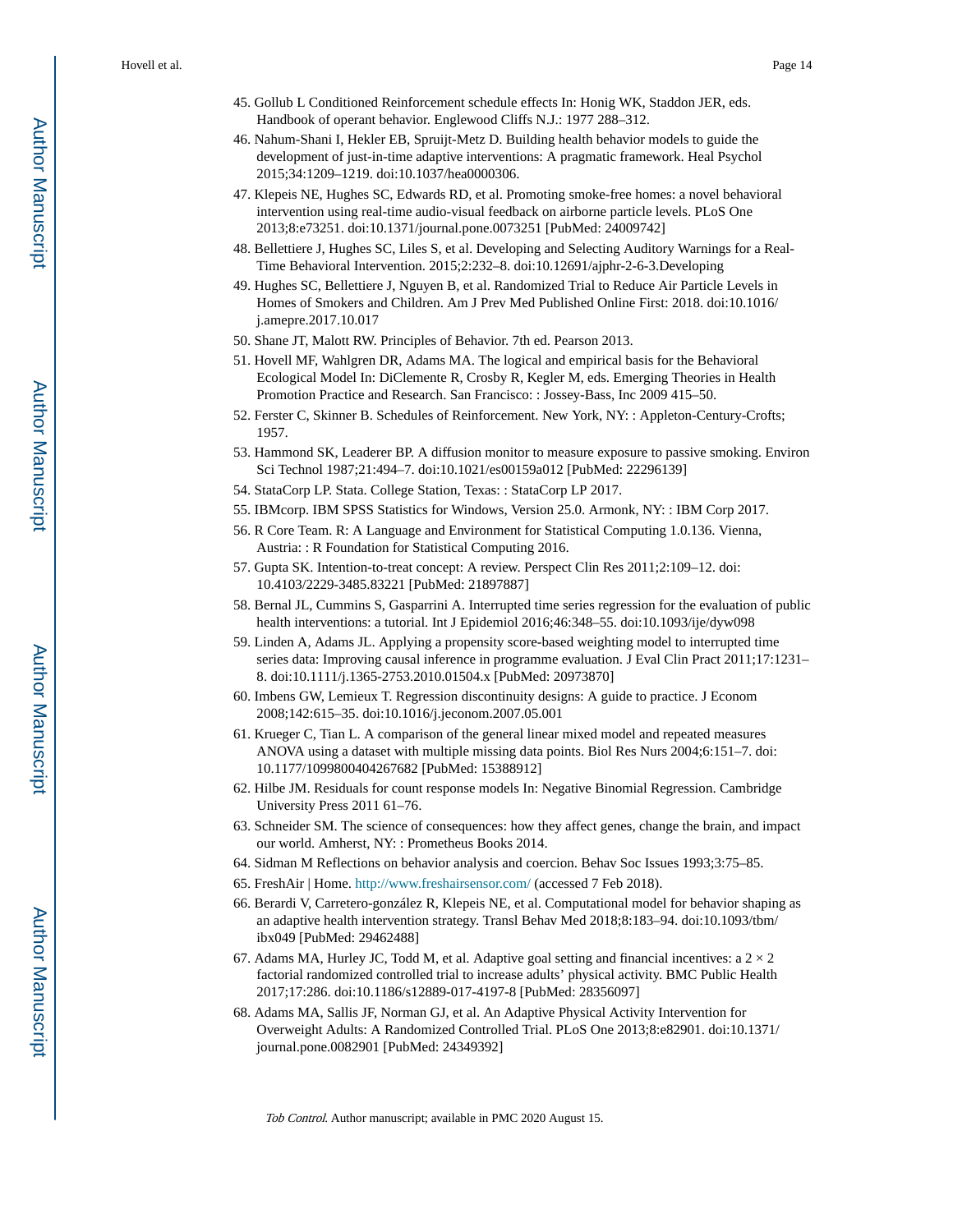45. Gollub L Conditioned Reinforcement schedule effects In: Honig WK, Staddon JER, eds. Handbook of operant behavior. Englewood Cliffs N.J.: 1977 288–312.
46. Nahum-Shani I, Hekler EB, Spruijt-Metz D. Building health behavior models to guide the development of just-in-time adaptive interventions: A pragmatic framework. Heal Psychol 2015;34:1209–1219. doi:10.1037/hea0000306.
47. Klepeis NE, Hughes SC, Edwards RD, et al. Promoting smoke-free homes: a novel behavioral intervention using real-time audio-visual feedback on airborne particle levels. PLoS One 2013;8:e73251. doi:10.1371/journal.pone.0073251 [PubMed: 24009742]
48. Bellettiere J, Hughes SC, Liles S, et al. Developing and Selecting Auditory Warnings for a Real-Time Behavioral Intervention. 2015;2:232–8. doi:10.12691/ajphr-2-6-3.Developing
49. Hughes SC, Bellettiere J, Nguyen B, et al. Randomized Trial to Reduce Air Particle Levels in Homes of Smokers and Children. Am J Prev Med Published Online First: 2018. doi:10.1016/j.amepre.2017.10.017
50. Shane JT, Malott RW. Principles of Behavior. 7th ed. Pearson 2013.
51. Hovell MF, Wahlgren DR, Adams MA. The logical and empirical basis for the Behavioral Ecological Model In: DiClemente R, Crosby R, Kegler M, eds. Emerging Theories in Health Promotion Practice and Research. San Francisco: : Jossey-Bass, Inc 2009 415–50.
52. Ferster C, Skinner B. Schedules of Reinforcement. New York, NY: : Appleton-Century-Crofts; 1957.
53. Hammond SK, Leaderer BP. A diffusion monitor to measure exposure to passive smoking. Environ Sci Technol 1987;21:494–7. doi:10.1021/es00159a012 [PubMed: 22296139]
54. StataCorp LP. Stata. College Station, Texas: : StataCorp LP 2017.
55. IBMcorp. IBM SPSS Statistics for Windows, Version 25.0. Armonk, NY: : IBM Corp 2017.
56. R Core Team. R: A Language and Environment for Statistical Computing 1.0.136. Vienna, Austria: : R Foundation for Statistical Computing 2016.
57. Gupta SK. Intention-to-treat concept: A review. Perspect Clin Res 2011;2:109–12. doi:10.4103/2229-3485.83221 [PubMed: 21897887]
58. Bernal JL, Cummins S, Gasparrini A. Interrupted time series regression for the evaluation of public health interventions: a tutorial. Int J Epidemiol 2016;46:348–55. doi:10.1093/ije/dyw098
59. Linden A, Adams JL. Applying a propensity score-based weighting model to interrupted time series data: Improving causal inference in programme evaluation. J Eval Clin Pract 2011;17:1231–8. doi:10.1111/j.1365-2753.2010.01504.x [PubMed: 20973870]
60. Imbens GW, Lemieux T. Regression discontinuity designs: A guide to practice. J Econom 2008;142:615–35. doi:10.1016/j.jeconom.2007.05.001
61. Krueger C, Tian L. A comparison of the general linear mixed model and repeated measures ANOVA using a dataset with multiple missing data points. Biol Res Nurs 2004;6:151–7. doi:10.1177/1099800404267682 [PubMed: 15388912]
62. Hilbe JM. Residuals for count response models In: Negative Binomial Regression. Cambridge University Press 2011 61–76.
63. Schneider SM. The science of consequences: how they affect genes, change the brain, and impact our world. Amherst, NY: : Prometheus Books 2014.
64. Sidman M Reflections on behavior analysis and coercion. Behav Soc Issues 1993;3:75–85.
65. FreshAir | Home. http://www.freshairsensor.com/ (accessed 7 Feb 2018).
66. Berardi V, Carretero-gonzález R, Klepeis NE, et al. Computational model for behavior shaping as an adaptive health intervention strategy. Transl Behav Med 2018;8:183–94. doi:10.1093/tbm/ibx049 [PubMed: 29462488]
67. Adams MA, Hurley JC, Todd M, et al. Adaptive goal setting and financial incentives: a 2 × 2 factorial randomized controlled trial to increase adults' physical activity. BMC Public Health 2017;17:286. doi:10.1186/s12889-017-4197-8 [PubMed: 28356097]
68. Adams MA, Sallis JF, Norman GJ, et al. An Adaptive Physical Activity Intervention for Overweight Adults: A Randomized Controlled Trial. PLoS One 2013;8:e82901. doi:10.1371/journal.pone.0082901 [PubMed: 24349392]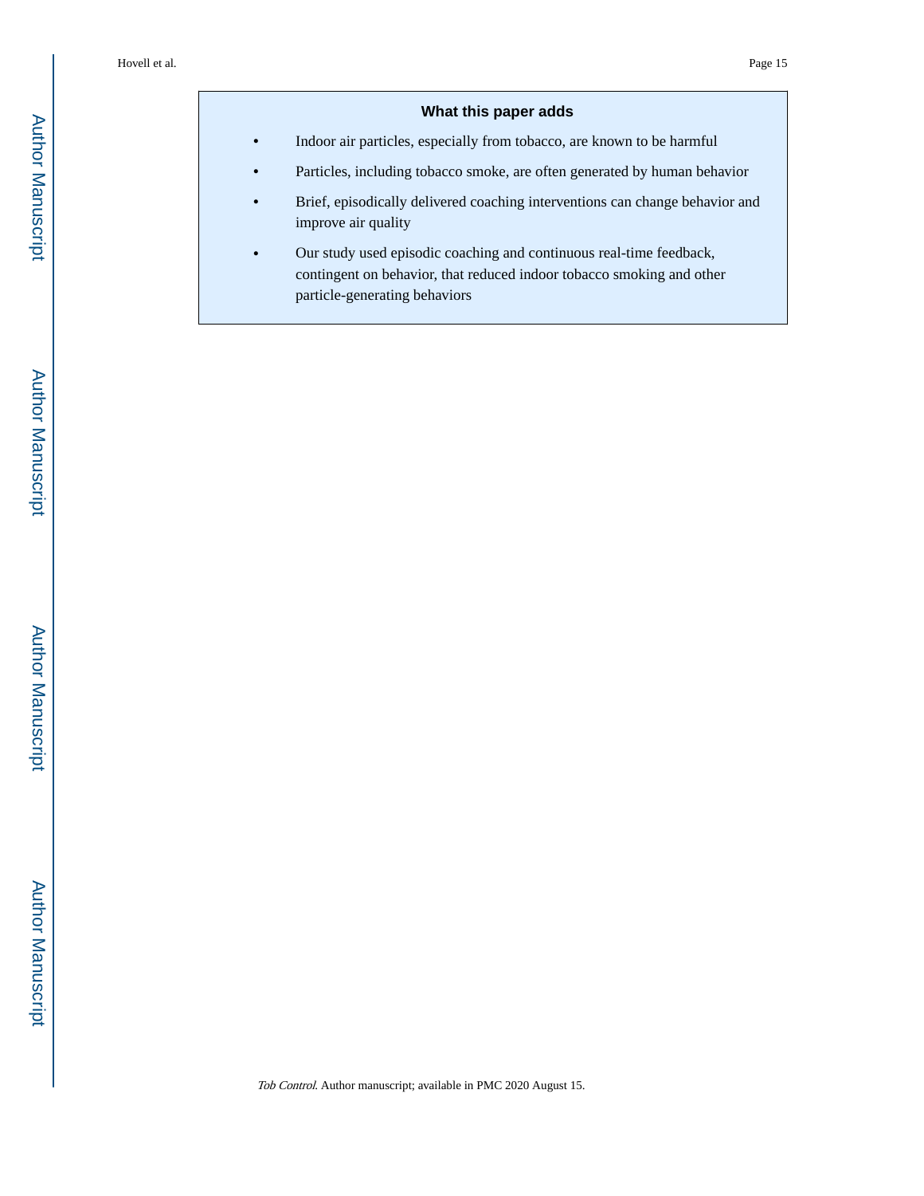## What this paper adds

- Indoor air particles, especially from tobacco, are known to be harmful
- Particles, including tobacco smoke, are often generated by human behavior
- Brief, episodically delivered coaching interventions can change behavior and improve air quality
- Our study used episodic coaching and continuous real-time feedback, contingent on behavior, that reduced indoor tobacco smoking and other particle-generating behaviors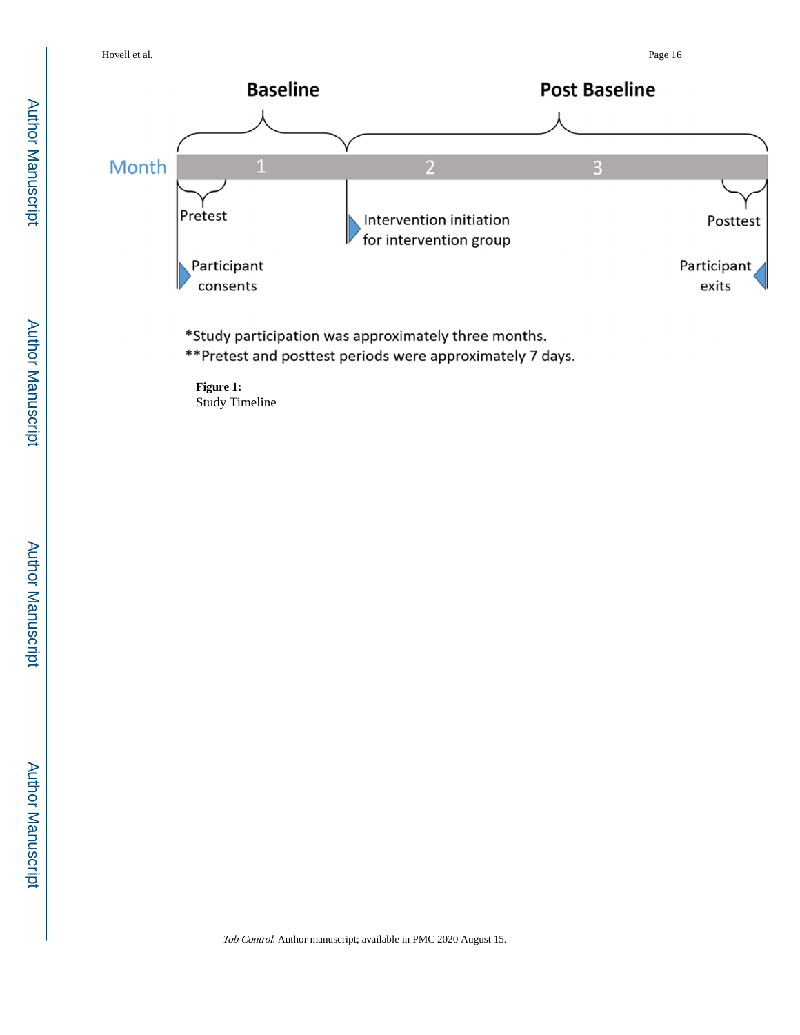**Baseline** **Post Baseline**

| Month | 1 | 2 | 3 |
|---|---|---|---|

Pretest

Participant consents

Intervention initiation for intervention group

Posttest

Participant exits

*Study participation was approximately three months.

**Pretest and posttest periods were approximately 7 days.

**Figure 1:**
Study Timeline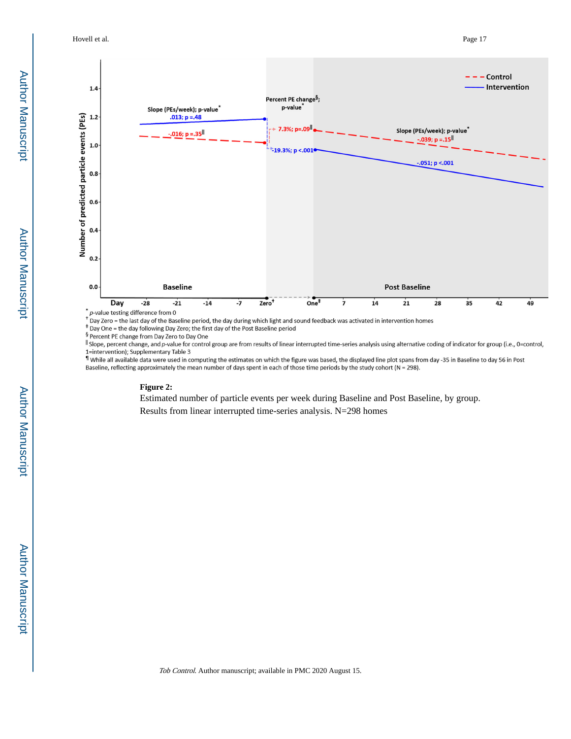* p-value testing difference from 0

† Day Zero = the last day of the Baseline period, the day during which light and sound feedback was activated in intervention homes

‡ Day One = the day following Day Zero; the first day of the Post Baseline period

§ Percent PE change from Day Zero to Day One

‖ Slope, percent change, and p-value for control group are from results of linear interrupted time-series analysis using alternative coding of indicator for group (i.e., 0=control, 1=intervention); Supplementary Table 3

¶ While all available data were used in computing the estimates on which the figure was based, the displayed line plot spans from day -35 in Baseline to day 56 in Post Baseline, reflecting approximately the mean number of days spent in each of those time periods by the study cohort (N = 298).

**Figure 2:**

Estimated number of particle events per week during Baseline and Post Baseline, by group. Results from linear interrupted time-series analysis. N=298 homes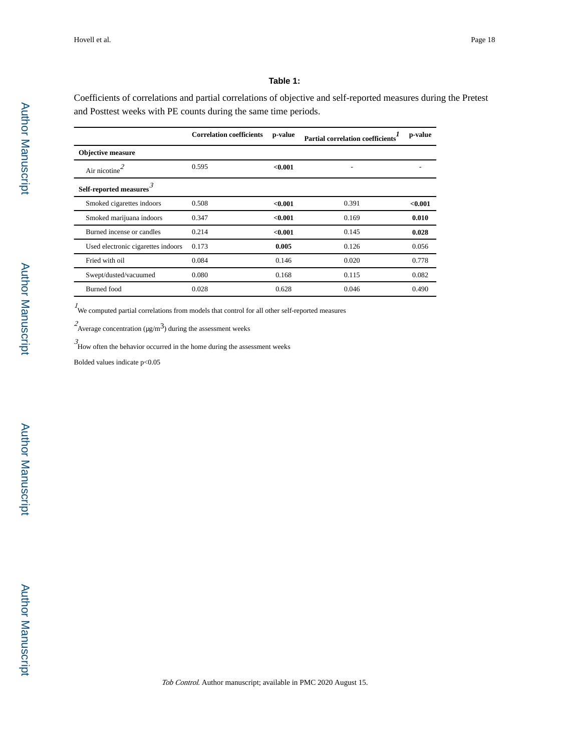### Table 1:

Coefficients of correlations and partial correlations of objective and self-reported measures during the Pretest and Posttest weeks with PE counts during the same time periods.

| | Correlation coefficients | p-value | Partial correlation coefficients[1] | p-value |
|---|---|---|---|---|
| **Objective measure** | | | | |
| Air nicotine[2] | 0.595 | **<0.001** | - | - |
| **Self-reported measures**[3] | | | | |
| Smoked cigarettes indoors | 0.508 | **<0.001** | 0.391 | **<0.001** |
| Smoked marijuana indoors | 0.347 | **<0.001** | 0.169 | **0.010** |
| Burned incense or candles | 0.214 | **<0.001** | 0.145 | **0.028** |
| Used electronic cigarettes indoors | 0.173 | **0.005** | 0.126 | 0.056 |
| Fried with oil | 0.084 | 0.146 | 0.020 | 0.778 |
| Swept/dusted/vacuumed | 0.080 | 0.168 | 0.115 | 0.082 |
| Burned food | 0.028 | 0.628 | 0.046 | 0.490 |

[1] We computed partial correlations from models that control for all other self-reported measures

[2] Average concentration (μg/$m^3$) during the assessment weeks

[3] How often the behavior occurred in the home during the assessment weeks

Bolded values indicate $p<0.05$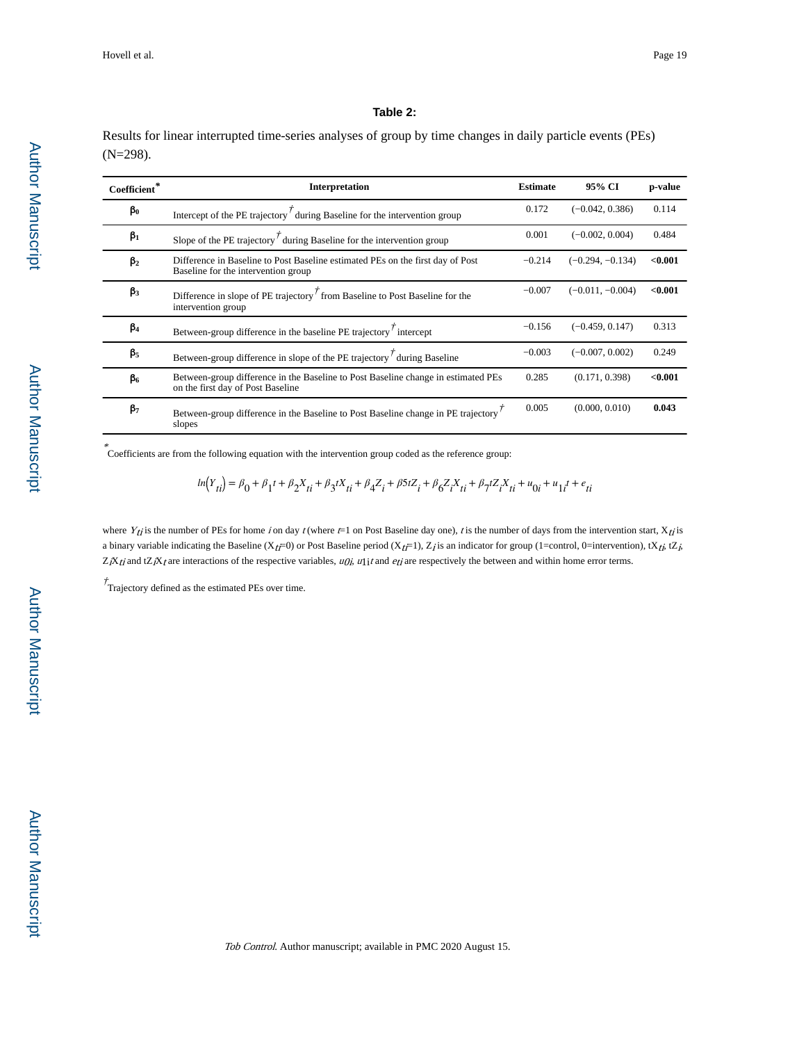### Table 2:

Results for linear interrupted time-series analyses of group by time changes in daily particle events (PEs) (N=298).

| Coefficient* | Interpretation | Estimate | 95% CI | p-value |
|---|---|---|---|---|
| $\beta_0$ | Intercept of the PE trajectory† during Baseline for the intervention group | 0.172 | (−0.042, 0.386) | 0.114 |
| $\beta_1$ | Slope of the PE trajectory† during Baseline for the intervention group | 0.001 | (−0.002, 0.004) | 0.484 |
| $\beta_2$ | Difference in Baseline to Post Baseline estimated PEs on the first day of Post Baseline for the intervention group | −0.214 | (−0.294, −0.134) | **<0.001** |
| $\beta_3$ | Difference in slope of PE trajectory† from Baseline to Post Baseline for the intervention group | −0.007 | (−0.011, −0.004) | **<0.001** |
| $\beta_4$ | Between-group difference in the baseline PE trajectory† intercept | −0.156 | (−0.459, 0.147) | 0.313 |
| $\beta_5$ | Between-group difference in slope of the PE trajectory† during Baseline | −0.003 | (−0.007, 0.002) | 0.249 |
| $\beta_6$ | Between-group difference in the Baseline to Post Baseline change in estimated PEs on the first day of Post Baseline | 0.285 | (0.171, 0.398) | **<0.001** |
| $\beta_7$ | Between-group difference in the Baseline to Post Baseline change in PE trajectory† slopes | 0.005 | (0.000, 0.010) | **0.043** |

*Coefficients are from the following equation with the intervention group coded as the reference group:

$$ln(Y_{ti}) = \beta_0 + \beta_1 t + \beta_2 X_{ti} + \beta_3 tX_{ti} + \beta_4 Z_i + \beta_5 tZ_i + \beta_6 Z_i X_{ti} + \beta_7 tZ_i X_{ti} + u_{0i} + u_{1i} t + e_{ti}$$

where $Y_{ti}$ is the number of PEs for home $i$ on day $t$ (where $t$=1 on Post Baseline day one), $t$ is the number of days from the intervention start, $X_{ti}$ is a binary variable indicating the Baseline ($X_{ti}$=0) or Post Baseline period ($X_{ti}$=1), $Z_i$ is an indicator for group (1=control, 0=intervention), $tX_{ti}$, $tZ_i$, $Z_iX_{ti}$ and $tZ_iX_t$ are interactions of the respective variables, $u_{0i}$, $u_{1i}t$ and $e_{ti}$ are respectively the between and within home error terms.

†Trajectory defined as the estimated PEs over time.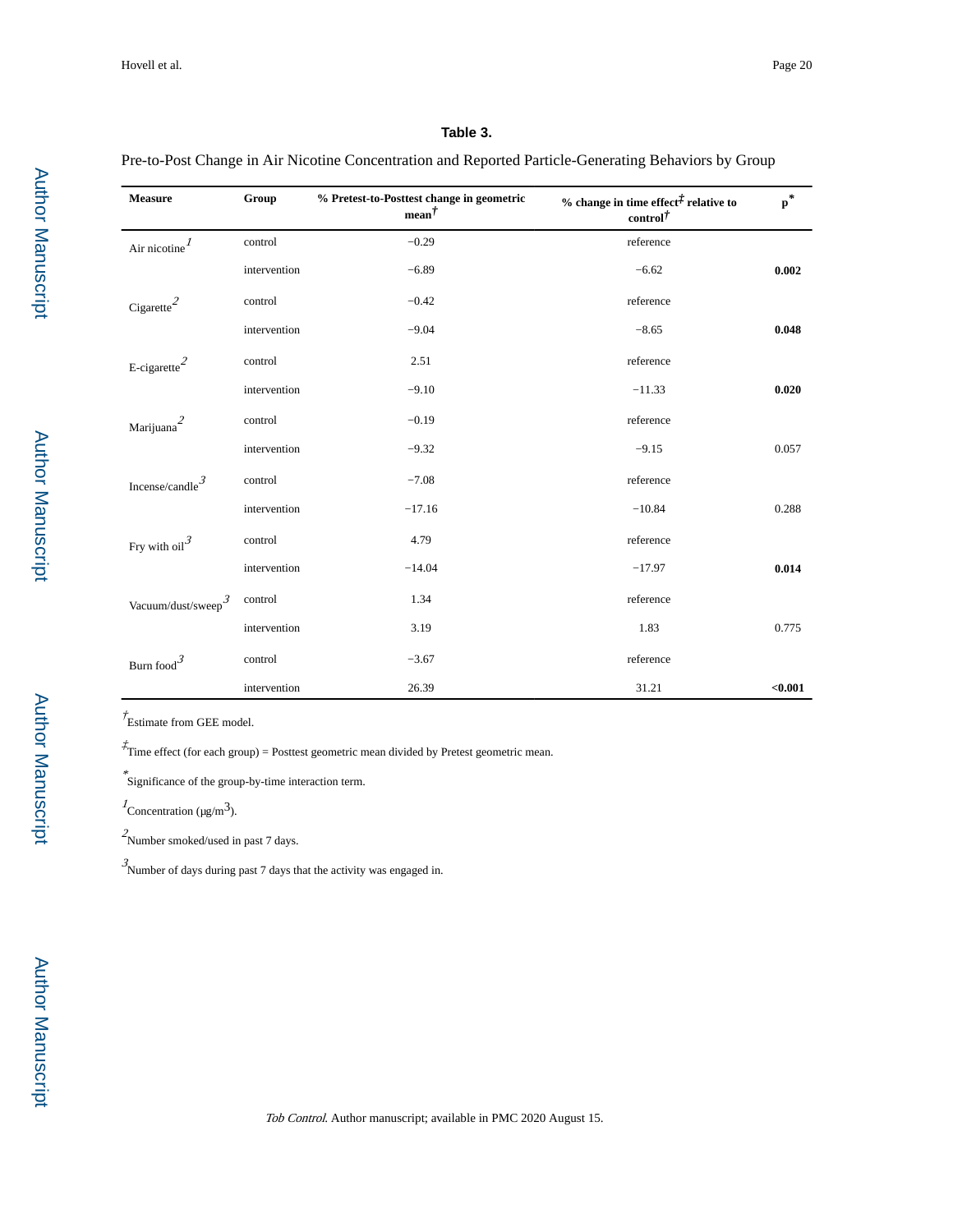**Table 3.**

Pre-to-Post Change in Air Nicotine Concentration and Reported Particle-Generating Behaviors by Group

| Measure | Group | % Pretest-to-Posttest change in geometric mean[†] | % change in time effect[‡] relative to control[†] | p[*] |
|---|---|---|---|---|
| Air nicotine[1] | control | −0.29 | reference | |
| | intervention | −6.89 | −6.62 | **0.002** |
| Cigarette[2] | control | −0.42 | reference | |
| | intervention | −9.04 | −8.65 | **0.048** |
| E-cigarette[2] | control | 2.51 | reference | |
| | intervention | −9.10 | −11.33 | **0.020** |
| Marijuana[2] | control | −0.19 | reference | |
| | intervention | −9.32 | −9.15 | 0.057 |
| Incense/candle[3] | control | −7.08 | reference | |
| | intervention | −17.16 | −10.84 | 0.288 |
| Fry with oil[3] | control | 4.79 | reference | |
| | intervention | −14.04 | −17.97 | **0.014** |
| Vacuum/dust/sweep[3] | control | 1.34 | reference | |
| | intervention | 3.19 | 1.83 | 0.775 |
| Burn food[3] | control | −3.67 | reference | |
| | intervention | 26.39 | 31.21 | **<0.001** |

[†]Estimate from GEE model.

[‡]Time effect (for each group) = Posttest geometric mean divided by Pretest geometric mean.

[*]Significance of the group-by-time interaction term.

[1]Concentration (μg/m$^3$).

[2]Number smoked/used in past 7 days.

[3]Number of days during past 7 days that the activity was engaged in.